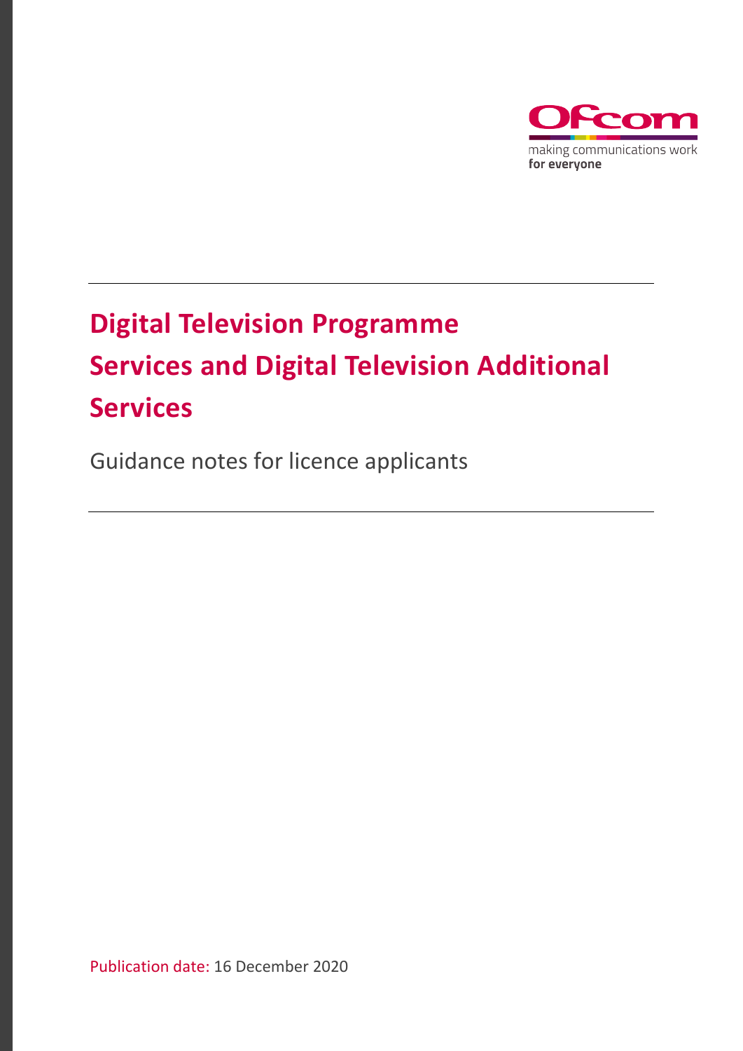# Digital Television Programme Services and Digital Television Additional Services

Guidance notes for licence applicants

Publication date: 16 December 2020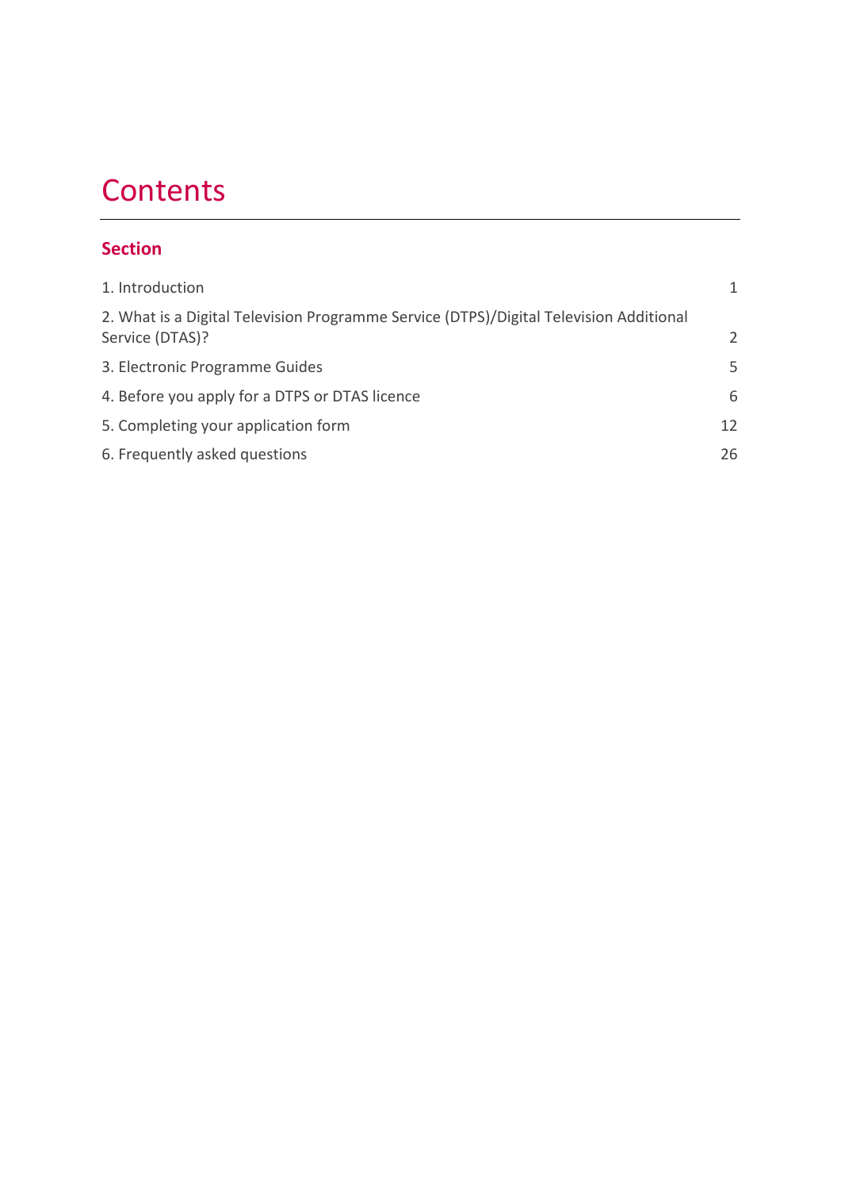# Contents

## Section

| | |
|---|---|
| 1. Introduction | 1 |
| 2. What is a Digital Television Programme Service (DTPS)/Digital Television Additional Service (DTAS)? | 2 |
| 3. Electronic Programme Guides | 5 |
| 4. Before you apply for a DTPS or DTAS licence | 6 |
| 5. Completing your application form | 12 |
| 6. Frequently asked questions | 26 |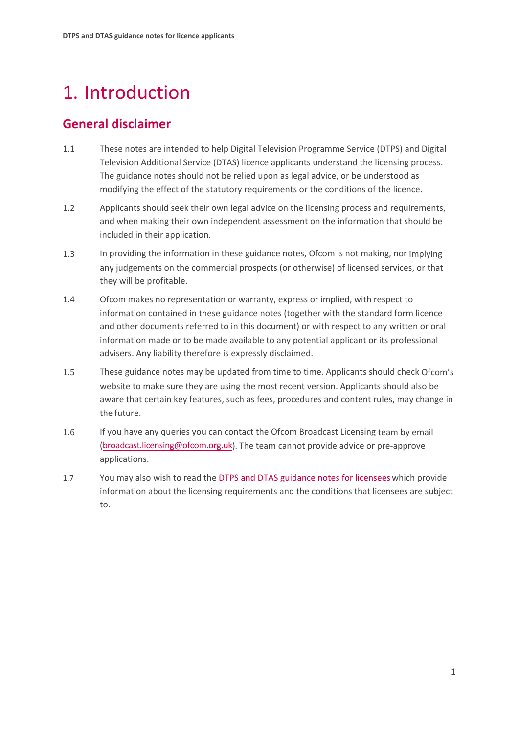# 1. Introduction

## General disclaimer

1.1 These notes are intended to help Digital Television Programme Service (DTPS) and Digital Television Additional Service (DTAS) licence applicants understand the licensing process. The guidance notes should not be relied upon as legal advice, or be understood as modifying the effect of the statutory requirements or the conditions of the licence.

1.2 Applicants should seek their own legal advice on the licensing process and requirements, and when making their own independent assessment on the information that should be included in their application.

1.3 In providing the information in these guidance notes, Ofcom is not making, nor implying any judgements on the commercial prospects (or otherwise) of licensed services, or that they will be profitable.

1.4 Ofcom makes no representation or warranty, express or implied, with respect to information contained in these guidance notes (together with the standard form licence and other documents referred to in this document) or with respect to any written or oral information made or to be made available to any potential applicant or its professional advisers. Any liability therefore is expressly disclaimed.

1.5 These guidance notes may be updated from time to time. Applicants should check Ofcom's website to make sure they are using the most recent version. Applicants should also be aware that certain key features, such as fees, procedures and content rules, may change in the future.

1.6 If you have any queries you can contact the Ofcom Broadcast Licensing team by email (broadcast.licensing@ofcom.org.uk). The team cannot provide advice or pre-approve applications.

1.7 You may also wish to read the DTPS and DTAS guidance notes for licensees which provide information about the licensing requirements and the conditions that licensees are subject to.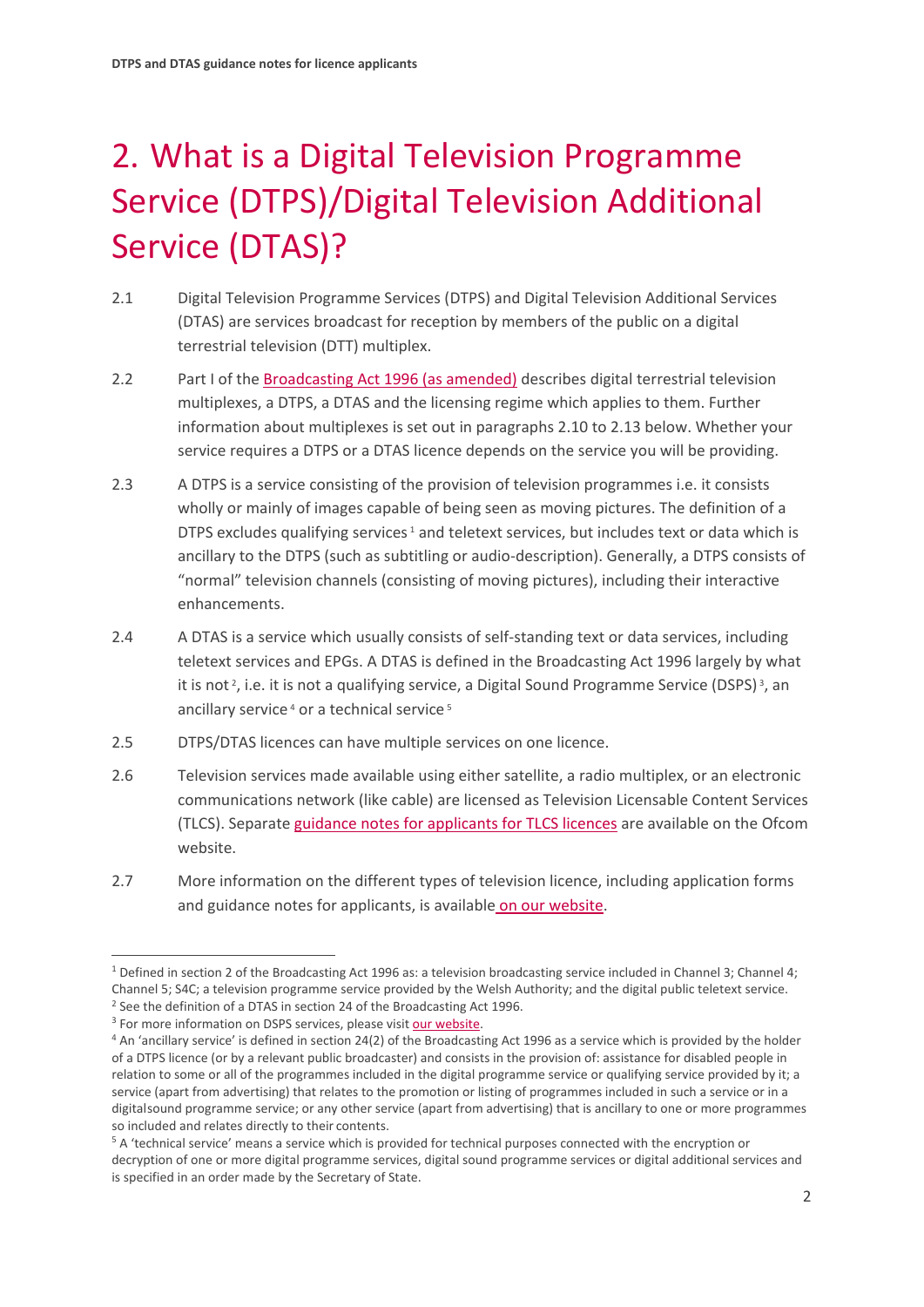# 2. What is a Digital Television Programme Service (DTPS)/Digital Television Additional Service (DTAS)?

2.1 Digital Television Programme Services (DTPS) and Digital Television Additional Services (DTAS) are services broadcast for reception by members of the public on a digital terrestrial television (DTT) multiplex.

2.2 Part I of the Broadcasting Act 1996 (as amended) describes digital terrestrial television multiplexes, a DTPS, a DTAS and the licensing regime which applies to them. Further information about multiplexes is set out in paragraphs 2.10 to 2.13 below. Whether your service requires a DTPS or a DTAS licence depends on the service you will be providing.

2.3 A DTPS is a service consisting of the provision of television programmes i.e. it consists wholly or mainly of images capable of being seen as moving pictures. The definition of a DTPS excludes qualifying services [1] and teletext services, but includes text or data which is ancillary to the DTPS (such as subtitling or audio-description). Generally, a DTPS consists of "normal" television channels (consisting of moving pictures), including their interactive enhancements.

2.4 A DTAS is a service which usually consists of self-standing text or data services, including teletext services and EPGs. A DTAS is defined in the Broadcasting Act 1996 largely by what it is not [2], i.e. it is not a qualifying service, a Digital Sound Programme Service (DSPS) [3], an ancillary service [4] or a technical service [5]

2.5 DTPS/DTAS licences can have multiple services on one licence.

2.6 Television services made available using either satellite, a radio multiplex, or an electronic communications network (like cable) are licensed as Television Licensable Content Services (TLCS). Separate guidance notes for applicants for TLCS licences are available on the Ofcom website.

2.7 More information on the different types of television licence, including application forms and guidance notes for applicants, is available on our website.

---

[1] Defined in section 2 of the Broadcasting Act 1996 as: a television broadcasting service included in Channel 3; Channel 4; Channel 5; S4C; a television programme service provided by the Welsh Authority; and the digital public teletext service.

[2] See the definition of a DTAS in section 24 of the Broadcasting Act 1996.

[3] For more information on DSPS services, please visit our website.

[4] An 'ancillary service' is defined in section 24(2) of the Broadcasting Act 1996 as a service which is provided by the holder of a DTPS licence (or by a relevant public broadcaster) and consists in the provision of: assistance for disabled people in relation to some or all of the programmes included in the digital programme service or qualifying service provided by it; a service (apart from advertising) that relates to the promotion or listing of programmes included in such a service or in a digital sound programme service; or any other service (apart from advertising) that is ancillary to one or more programmes so included and relates directly to their contents.

[5] A 'technical service' means a service which is provided for technical purposes connected with the encryption or decryption of one or more digital programme services, digital sound programme services or digital additional services and is specified in an order made by the Secretary of State.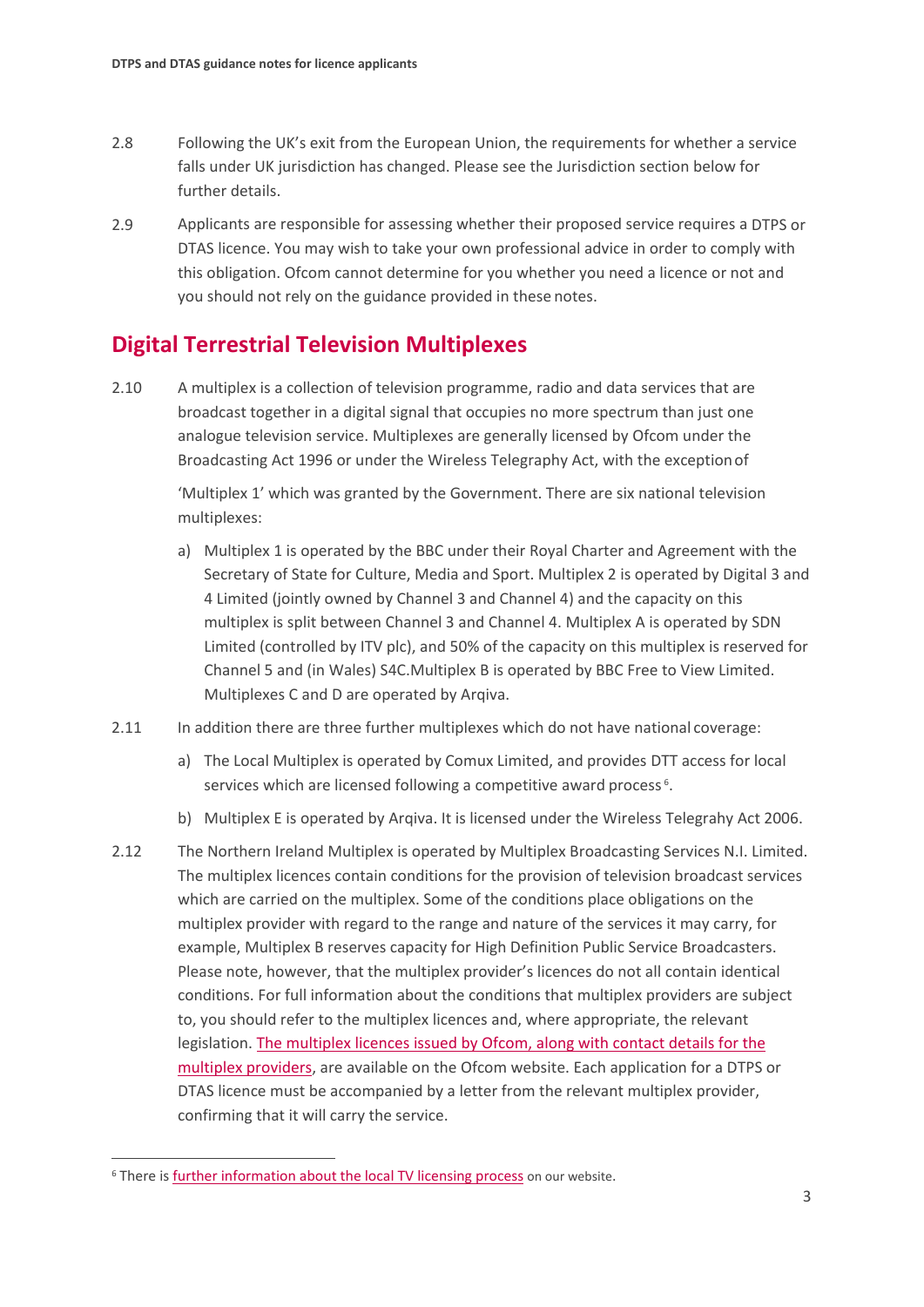2.8 Following the UK's exit from the European Union, the requirements for whether a service falls under UK jurisdiction has changed. Please see the Jurisdiction section below for further details.

2.9 Applicants are responsible for assessing whether their proposed service requires a DTPS or DTAS licence. You may wish to take your own professional advice in order to comply with this obligation. Ofcom cannot determine for you whether you need a licence or not and you should not rely on the guidance provided in these notes.

## Digital Terrestrial Television Multiplexes

2.10 A multiplex is a collection of television programme, radio and data services that are broadcast together in a digital signal that occupies no more spectrum than just one analogue television service. Multiplexes are generally licensed by Ofcom under the Broadcasting Act 1996 or under the Wireless Telegraphy Act, with the exception of

'Multiplex 1' which was granted by the Government. There are six national television multiplexes:

a) Multiplex 1 is operated by the BBC under their Royal Charter and Agreement with the Secretary of State for Culture, Media and Sport. Multiplex 2 is operated by Digital 3 and 4 Limited (jointly owned by Channel 3 and Channel 4) and the capacity on this multiplex is split between Channel 3 and Channel 4. Multiplex A is operated by SDN Limited (controlled by ITV plc), and 50% of the capacity on this multiplex is reserved for Channel 5 and (in Wales) S4C.Multiplex B is operated by BBC Free to View Limited. Multiplexes C and D are operated by Arqiva.

2.11 In addition there are three further multiplexes which do not have national coverage:

a) The Local Multiplex is operated by Comux Limited, and provides DTT access for local services which are licensed following a competitive award process[6].

b) Multiplex E is operated by Arqiva. It is licensed under the Wireless Telegrahy Act 2006.

2.12 The Northern Ireland Multiplex is operated by Multiplex Broadcasting Services N.I. Limited. The multiplex licences contain conditions for the provision of television broadcast services which are carried on the multiplex. Some of the conditions place obligations on the multiplex provider with regard to the range and nature of the services it may carry, for example, Multiplex B reserves capacity for High Definition Public Service Broadcasters. Please note, however, that the multiplex provider's licences do not all contain identical conditions. For full information about the conditions that multiplex providers are subject to, you should refer to the multiplex licences and, where appropriate, the relevant legislation. The multiplex licences issued by Ofcom, along with contact details for the multiplex providers, are available on the Ofcom website. Each application for a DTPS or DTAS licence must be accompanied by a letter from the relevant multiplex provider, confirming that it will carry the service.

[6] There is further information about the local TV licensing process on our website.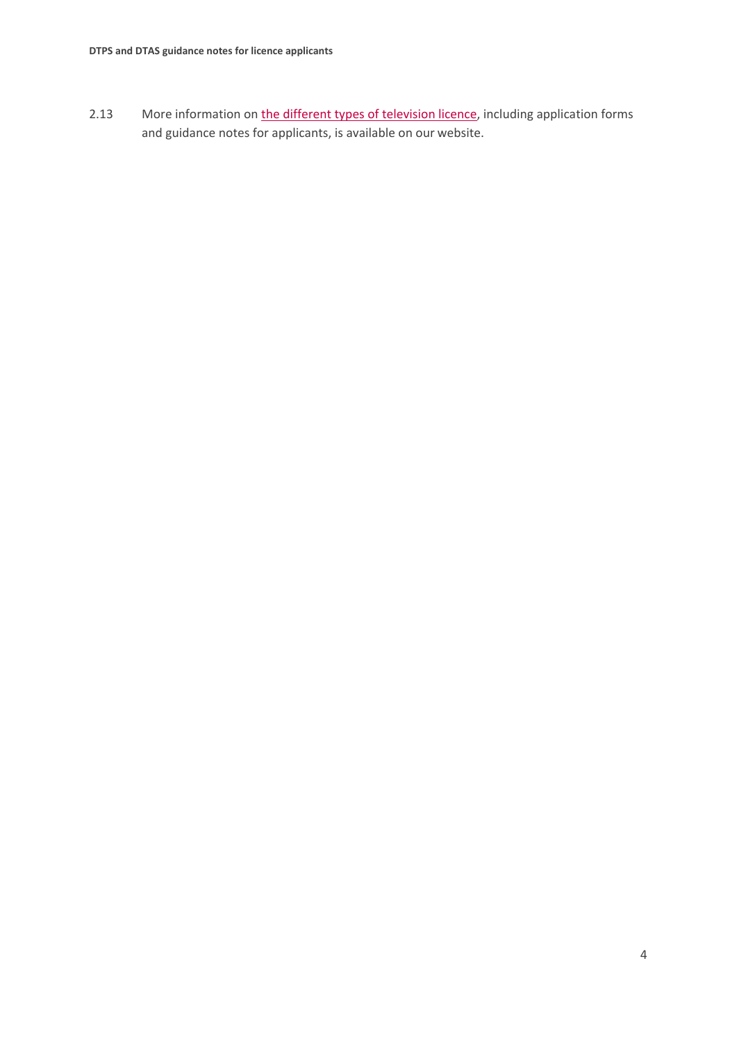2.13 More information on [the different types of television licence](), including application forms and guidance notes for applicants, is available on our website.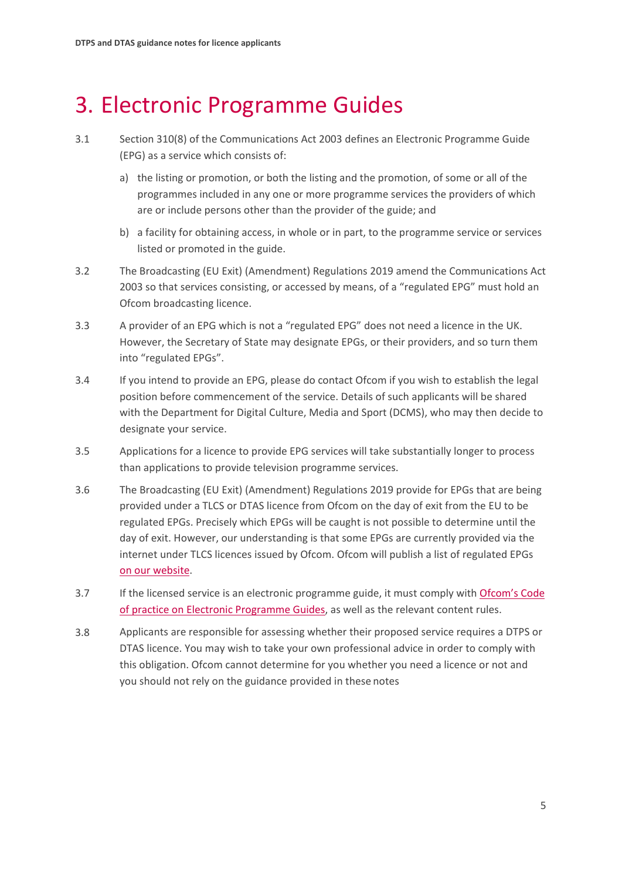# 3. Electronic Programme Guides

3.1 Section 310(8) of the Communications Act 2003 defines an Electronic Programme Guide (EPG) as a service which consists of:

a) the listing or promotion, or both the listing and the promotion, of some or all of the programmes included in any one or more programme services the providers of which are or include persons other than the provider of the guide; and

b) a facility for obtaining access, in whole or in part, to the programme service or services listed or promoted in the guide.

3.2 The Broadcasting (EU Exit) (Amendment) Regulations 2019 amend the Communications Act 2003 so that services consisting, or accessed by means, of a "regulated EPG" must hold an Ofcom broadcasting licence.

3.3 A provider of an EPG which is not a "regulated EPG" does not need a licence in the UK. However, the Secretary of State may designate EPGs, or their providers, and so turn them into "regulated EPGs".

3.4 If you intend to provide an EPG, please do contact Ofcom if you wish to establish the legal position before commencement of the service. Details of such applicants will be shared with the Department for Digital Culture, Media and Sport (DCMS), who may then decide to designate your service.

3.5 Applications for a licence to provide EPG services will take substantially longer to process than applications to provide television programme services.

3.6 The Broadcasting (EU Exit) (Amendment) Regulations 2019 provide for EPGs that are being provided under a TLCS or DTAS licence from Ofcom on the day of exit from the EU to be regulated EPGs. Precisely which EPGs will be caught is not possible to determine until the day of exit. However, our understanding is that some EPGs are currently provided via the internet under TLCS licences issued by Ofcom. Ofcom will publish a list of regulated EPGs on our website.

3.7 If the licensed service is an electronic programme guide, it must comply with Ofcom's Code of practice on Electronic Programme Guides, as well as the relevant content rules.

3.8 Applicants are responsible for assessing whether their proposed service requires a DTPS or DTAS licence. You may wish to take your own professional advice in order to comply with this obligation. Ofcom cannot determine for you whether you need a licence or not and you should not rely on the guidance provided in these notes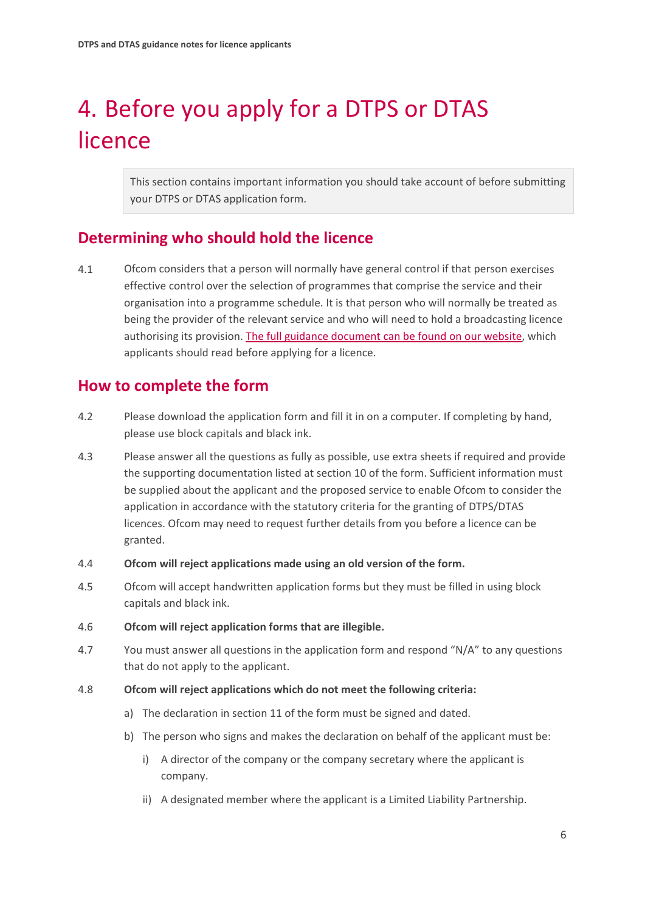# 4. Before you apply for a DTPS or DTAS licence

> This section contains important information you should take account of before submitting your DTPS or DTAS application form.

## Determining who should hold the licence

4.1 Ofcom considers that a person will normally have general control if that person exercises effective control over the selection of programmes that comprise the service and their organisation into a programme schedule. It is that person who will normally be treated as being the provider of the relevant service and who will need to hold a broadcasting licence authorising its provision. The full guidance document can be found on our website, which applicants should read before applying for a licence.

## How to complete the form

4.2 Please download the application form and fill it in on a computer. If completing by hand, please use block capitals and black ink.

4.3 Please answer all the questions as fully as possible, use extra sheets if required and provide the supporting documentation listed at section 10 of the form. Sufficient information must be supplied about the applicant and the proposed service to enable Ofcom to consider the application in accordance with the statutory criteria for the granting of DTPS/DTAS licences. Ofcom may need to request further details from you before a licence can be granted.

4.4 **Ofcom will reject applications made using an old version of the form.**

4.5 Ofcom will accept handwritten application forms but they must be filled in using block capitals and black ink.

4.6 **Ofcom will reject application forms that are illegible.**

4.7 You must answer all questions in the application form and respond "N/A" to any questions that do not apply to the applicant.

4.8 **Ofcom will reject applications which do not meet the following criteria:**

a) The declaration in section 11 of the form must be signed and dated.

b) The person who signs and makes the declaration on behalf of the applicant must be:

i) A director of the company or the company secretary where the applicant is company.

ii) A designated member where the applicant is a Limited Liability Partnership.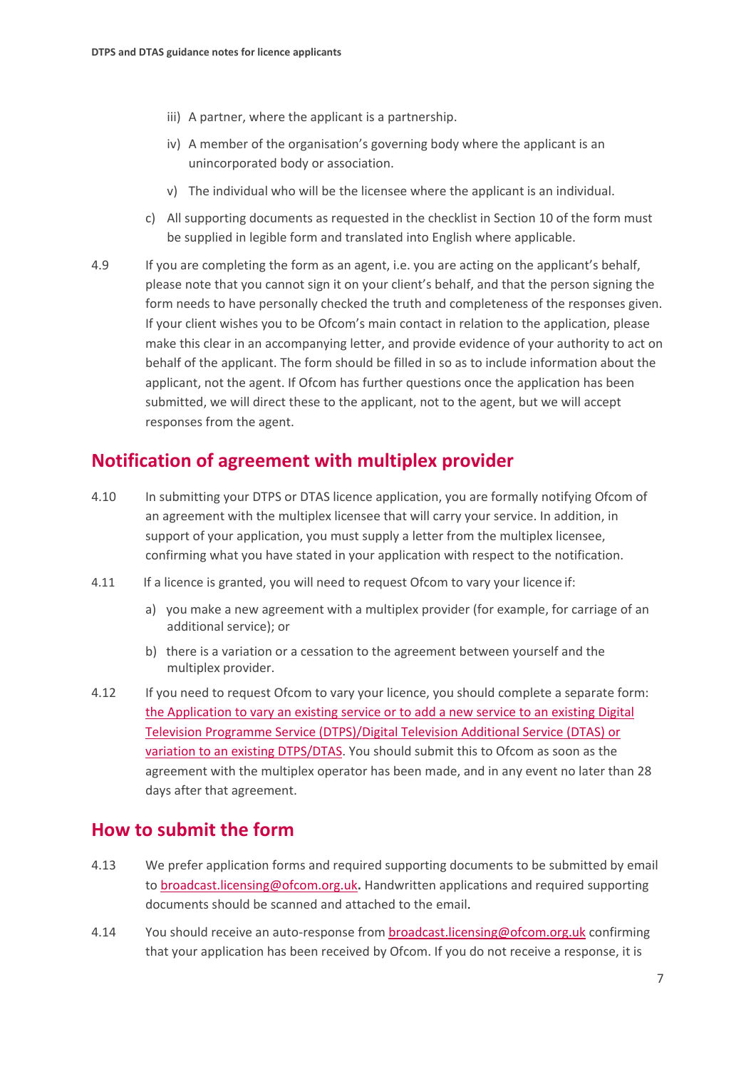iii) A partner, where the applicant is a partnership.

iv) A member of the organisation's governing body where the applicant is an unincorporated body or association.

v) The individual who will be the licensee where the applicant is an individual.

c) All supporting documents as requested in the checklist in Section 10 of the form must be supplied in legible form and translated into English where applicable.

4.9 If you are completing the form as an agent, i.e. you are acting on the applicant's behalf, please note that you cannot sign it on your client's behalf, and that the person signing the form needs to have personally checked the truth and completeness of the responses given. If your client wishes you to be Ofcom's main contact in relation to the application, please make this clear in an accompanying letter, and provide evidence of your authority to act on behalf of the applicant. The form should be filled in so as to include information about the applicant, not the agent. If Ofcom has further questions once the application has been submitted, we will direct these to the applicant, not to the agent, but we will accept responses from the agent.

## Notification of agreement with multiplex provider

4.10 In submitting your DTPS or DTAS licence application, you are formally notifying Ofcom of an agreement with the multiplex licensee that will carry your service. In addition, in support of your application, you must supply a letter from the multiplex licensee, confirming what you have stated in your application with respect to the notification.

4.11 If a licence is granted, you will need to request Ofcom to vary your licence if:

a) you make a new agreement with a multiplex provider (for example, for carriage of an additional service); or

b) there is a variation or a cessation to the agreement between yourself and the multiplex provider.

4.12 If you need to request Ofcom to vary your licence, you should complete a separate form: the Application to vary an existing service or to add a new service to an existing Digital Television Programme Service (DTPS)/Digital Television Additional Service (DTAS) or variation to an existing DTPS/DTAS. You should submit this to Ofcom as soon as the agreement with the multiplex operator has been made, and in any event no later than 28 days after that agreement.

## How to submit the form

4.13 We prefer application forms and required supporting documents to be submitted by email to broadcast.licensing@ofcom.org.uk**.** Handwritten applications and required supporting documents should be scanned and attached to the email.

4.14 You should receive an auto-response from broadcast.licensing@ofcom.org.uk confirming that your application has been received by Ofcom. If you do not receive a response, it is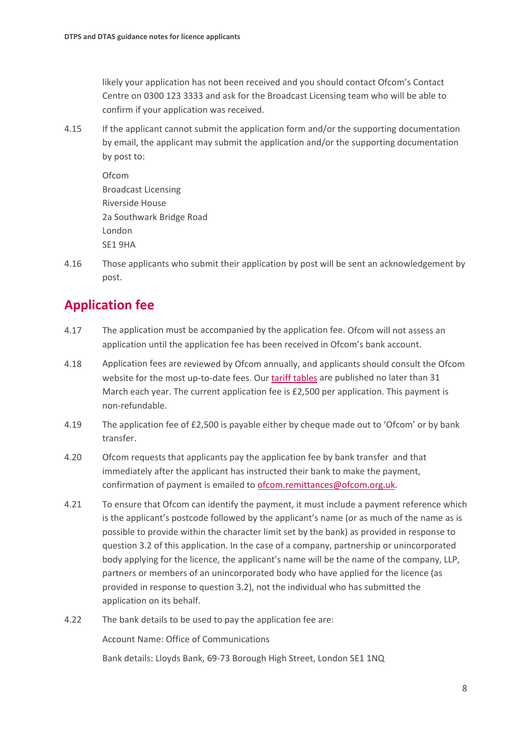likely your application has not been received and you should contact Ofcom's Contact Centre on 0300 123 3333 and ask for the Broadcast Licensing team who will be able to confirm if your application was received.

4.15 If the applicant cannot submit the application form and/or the supporting documentation by email, the applicant may submit the application and/or the supporting documentation by post to:

Ofcom
Broadcast Licensing
Riverside House
2a Southwark Bridge Road
London
SE1 9HA

4.16 Those applicants who submit their application by post will be sent an acknowledgement by post.

## Application fee

4.17 The application must be accompanied by the application fee. Ofcom will not assess an application until the application fee has been received in Ofcom's bank account.

4.18 Application fees are reviewed by Ofcom annually, and applicants should consult the Ofcom website for the most up-to-date fees. Our tariff tables are published no later than 31 March each year. The current application fee is £2,500 per application. This payment is non-refundable.

4.19 The application fee of £2,500 is payable either by cheque made out to 'Ofcom' or by bank transfer.

4.20 Ofcom requests that applicants pay the application fee by bank transfer and that immediately after the applicant has instructed their bank to make the payment, confirmation of payment is emailed to ofcom.remittances@ofcom.org.uk.

4.21 To ensure that Ofcom can identify the payment, it must include a payment reference which is the applicant's postcode followed by the applicant's name (or as much of the name as is possible to provide within the character limit set by the bank) as provided in response to question 3.2 of this application. In the case of a company, partnership or unincorporated body applying for the licence, the applicant's name will be the name of the company, LLP, partners or members of an unincorporated body who have applied for the licence (as provided in response to question 3.2), not the individual who has submitted the application on its behalf.

4.22 The bank details to be used to pay the application fee are:

Account Name: Office of Communications

Bank details: Lloyds Bank, 69-73 Borough High Street, London SE1 1NQ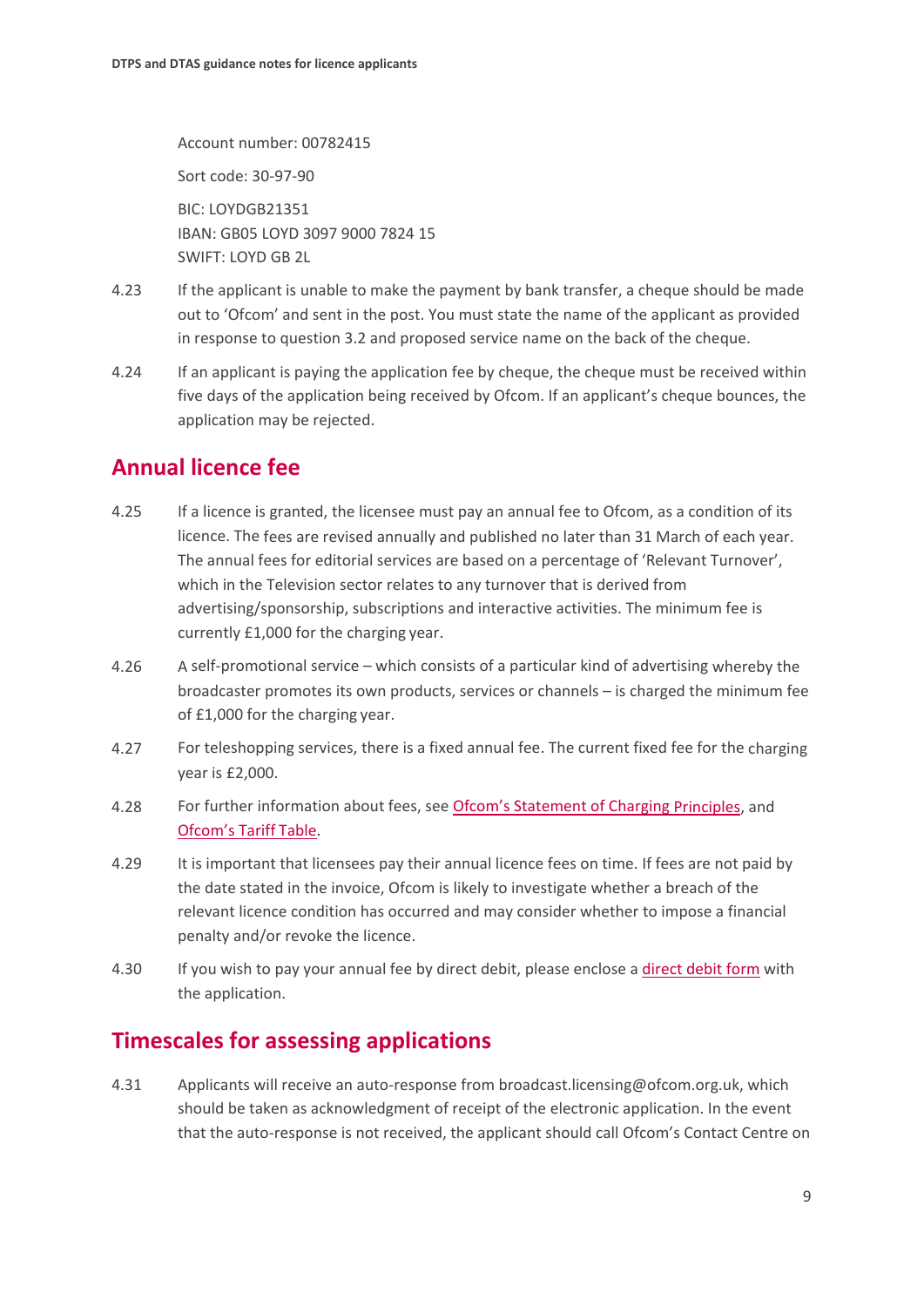Account number: 00782415

Sort code: 30-97-90

BIC: LOYDGB21351
IBAN: GB05 LOYD 3097 9000 7824 15
SWIFT: LOYD GB 2L

4.23 If the applicant is unable to make the payment by bank transfer, a cheque should be made out to 'Ofcom' and sent in the post. You must state the name of the applicant as provided in response to question 3.2 and proposed service name on the back of the cheque.

4.24 If an applicant is paying the application fee by cheque, the cheque must be received within five days of the application being received by Ofcom. If an applicant's cheque bounces, the application may be rejected.

## Annual licence fee

4.25 If a licence is granted, the licensee must pay an annual fee to Ofcom, as a condition of its licence. The fees are revised annually and published no later than 31 March of each year. The annual fees for editorial services are based on a percentage of 'Relevant Turnover', which in the Television sector relates to any turnover that is derived from advertising/sponsorship, subscriptions and interactive activities. The minimum fee is currently £1,000 for the charging year.

4.26 A self-promotional service – which consists of a particular kind of advertising whereby the broadcaster promotes its own products, services or channels – is charged the minimum fee of £1,000 for the charging year.

4.27 For teleshopping services, there is a fixed annual fee. The current fixed fee for the charging year is £2,000.

4.28 For further information about fees, see Ofcom's Statement of Charging Principles, and Ofcom's Tariff Table.

4.29 It is important that licensees pay their annual licence fees on time. If fees are not paid by the date stated in the invoice, Ofcom is likely to investigate whether a breach of the relevant licence condition has occurred and may consider whether to impose a financial penalty and/or revoke the licence.

4.30 If you wish to pay your annual fee by direct debit, please enclose a direct debit form with the application.

## Timescales for assessing applications

4.31 Applicants will receive an auto-response from broadcast.licensing@ofcom.org.uk, which should be taken as acknowledgment of receipt of the electronic application. In the event that the auto-response is not received, the applicant should call Ofcom's Contact Centre on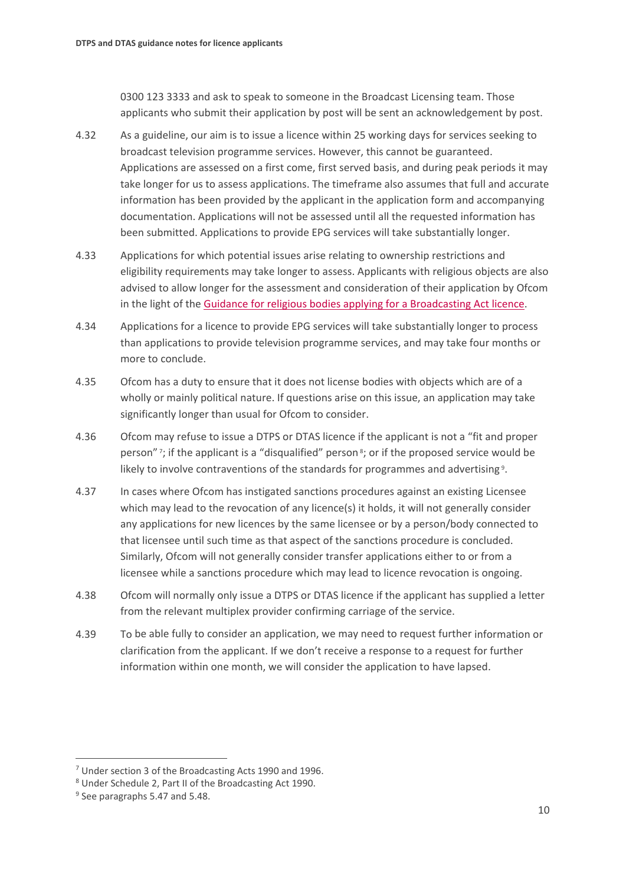0300 123 3333 and ask to speak to someone in the Broadcast Licensing team. Those applicants who submit their application by post will be sent an acknowledgement by post.

4.32 As a guideline, our aim is to issue a licence within 25 working days for services seeking to broadcast television programme services. However, this cannot be guaranteed. Applications are assessed on a first come, first served basis, and during peak periods it may take longer for us to assess applications. The timeframe also assumes that full and accurate information has been provided by the applicant in the application form and accompanying documentation. Applications will not be assessed until all the requested information has been submitted. Applications to provide EPG services will take substantially longer.

4.33 Applications for which potential issues arise relating to ownership restrictions and eligibility requirements may take longer to assess. Applicants with religious objects are also advised to allow longer for the assessment and consideration of their application by Ofcom in the light of the Guidance for religious bodies applying for a Broadcasting Act licence.

4.34 Applications for a licence to provide EPG services will take substantially longer to process than applications to provide television programme services, and may take four months or more to conclude.

4.35 Ofcom has a duty to ensure that it does not license bodies with objects which are of a wholly or mainly political nature. If questions arise on this issue, an application may take significantly longer than usual for Ofcom to consider.

4.36 Ofcom may refuse to issue a DTPS or DTAS licence if the applicant is not a "fit and proper person"[7]; if the applicant is a "disqualified" person[8]; or if the proposed service would be likely to involve contraventions of the standards for programmes and advertising[9].

4.37 In cases where Ofcom has instigated sanctions procedures against an existing Licensee which may lead to the revocation of any licence(s) it holds, it will not generally consider any applications for new licences by the same licensee or by a person/body connected to that licensee until such time as that aspect of the sanctions procedure is concluded. Similarly, Ofcom will not generally consider transfer applications either to or from a licensee while a sanctions procedure which may lead to licence revocation is ongoing.

4.38 Ofcom will normally only issue a DTPS or DTAS licence if the applicant has supplied a letter from the relevant multiplex provider confirming carriage of the service.

4.39 To be able fully to consider an application, we may need to request further information or clarification from the applicant. If we don't receive a response to a request for further information within one month, we will consider the application to have lapsed.

---

[7] Under section 3 of the Broadcasting Acts 1990 and 1996.

[8] Under Schedule 2, Part II of the Broadcasting Act 1990.

[9] See paragraphs 5.47 and 5.48.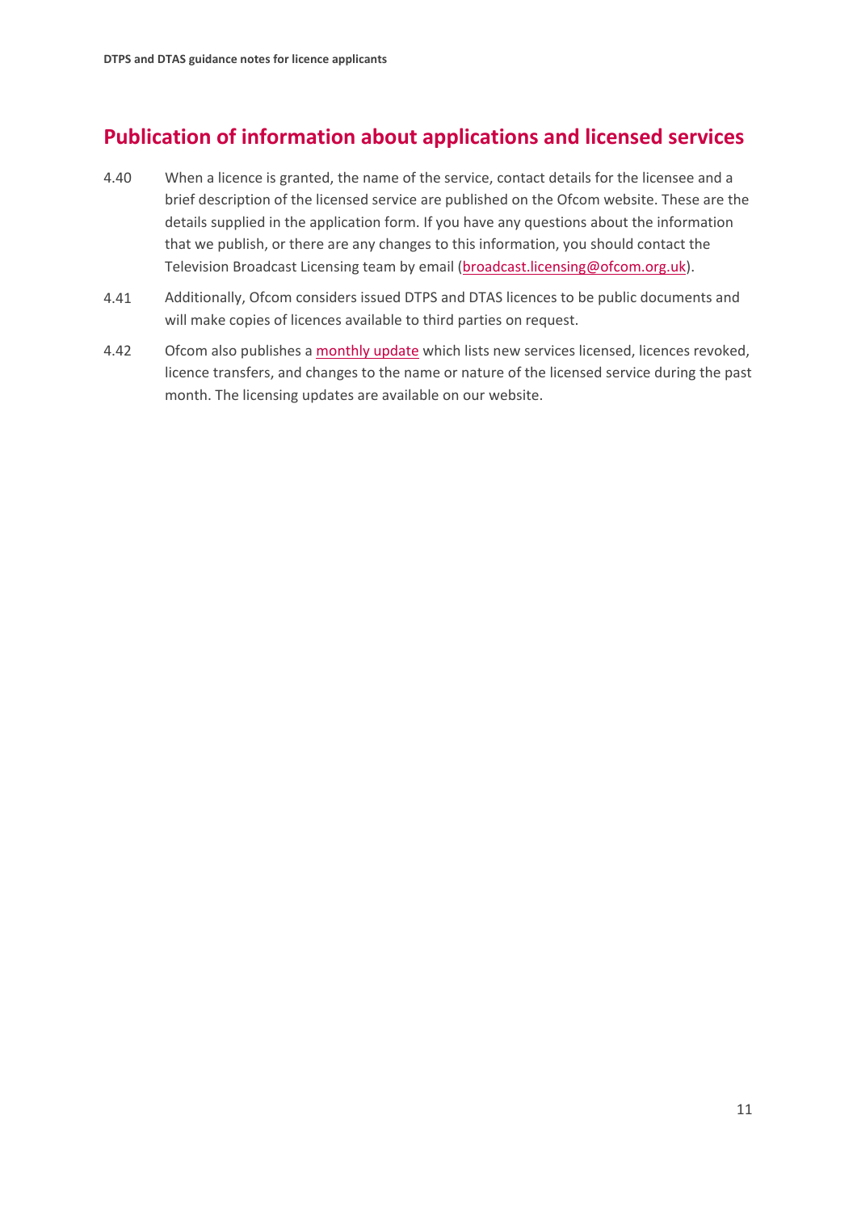## Publication of information about applications and licensed services

4.40 When a licence is granted, the name of the service, contact details for the licensee and a brief description of the licensed service are published on the Ofcom website. These are the details supplied in the application form. If you have any questions about the information that we publish, or there are any changes to this information, you should contact the Television Broadcast Licensing team by email (broadcast.licensing@ofcom.org.uk).

4.41 Additionally, Ofcom considers issued DTPS and DTAS licences to be public documents and will make copies of licences available to third parties on request.

4.42 Ofcom also publishes a monthly update which lists new services licensed, licences revoked, licence transfers, and changes to the name or nature of the licensed service during the past month. The licensing updates are available on our website.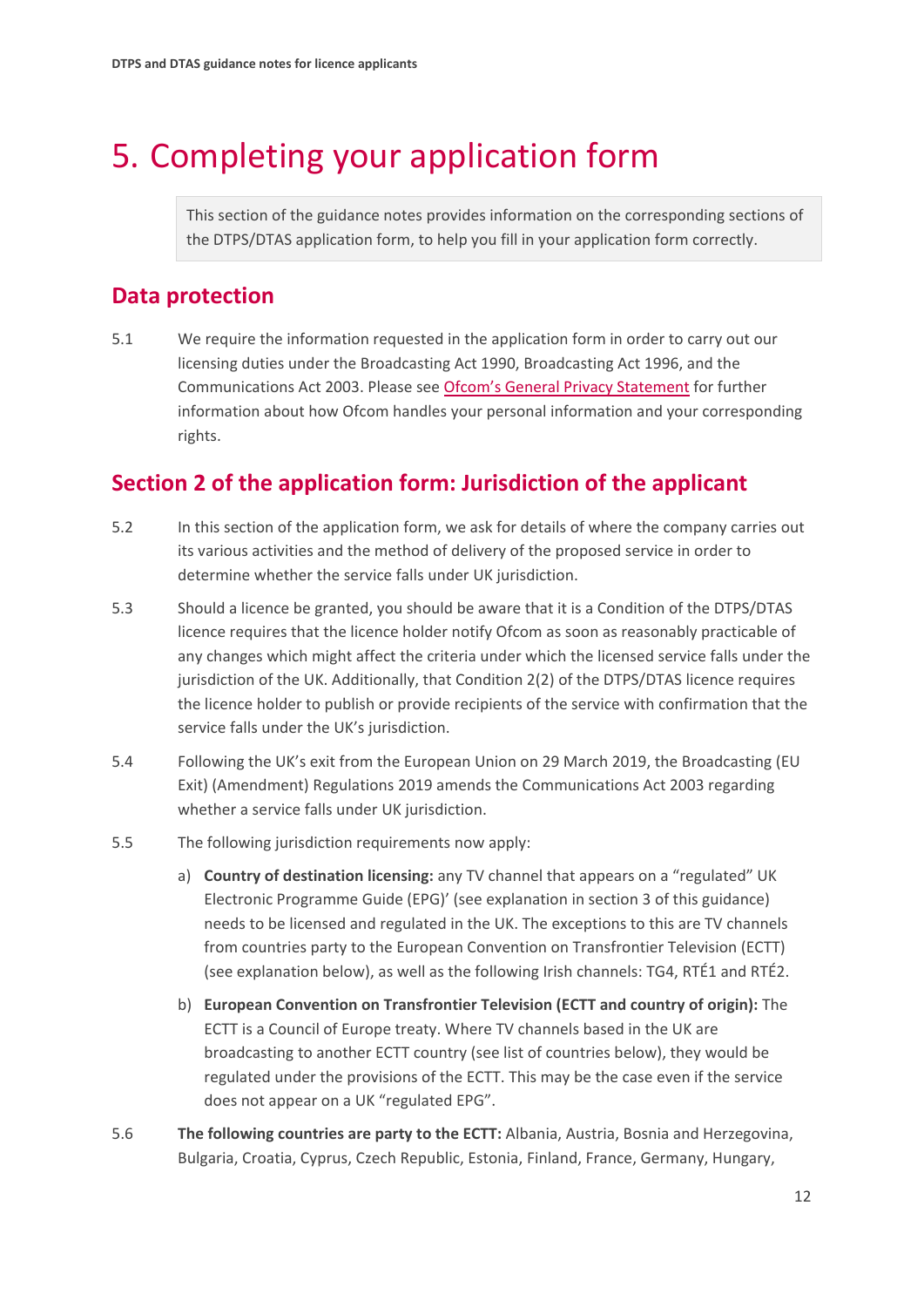# 5. Completing your application form

> This section of the guidance notes provides information on the corresponding sections of the DTPS/DTAS application form, to help you fill in your application form correctly.

## Data protection

5.1 We require the information requested in the application form in order to carry out our licensing duties under the Broadcasting Act 1990, Broadcasting Act 1996, and the Communications Act 2003. Please see Ofcom's General Privacy Statement for further information about how Ofcom handles your personal information and your corresponding rights.

## Section 2 of the application form: Jurisdiction of the applicant

5.2 In this section of the application form, we ask for details of where the company carries out its various activities and the method of delivery of the proposed service in order to determine whether the service falls under UK jurisdiction.

5.3 Should a licence be granted, you should be aware that it is a Condition of the DTPS/DTAS licence requires that the licence holder notify Ofcom as soon as reasonably practicable of any changes which might affect the criteria under which the licensed service falls under the jurisdiction of the UK. Additionally, that Condition 2(2) of the DTPS/DTAS licence requires the licence holder to publish or provide recipients of the service with confirmation that the service falls under the UK's jurisdiction.

5.4 Following the UK's exit from the European Union on 29 March 2019, the Broadcasting (EU Exit) (Amendment) Regulations 2019 amends the Communications Act 2003 regarding whether a service falls under UK jurisdiction.

5.5 The following jurisdiction requirements now apply:

a) **Country of destination licensing:** any TV channel that appears on a "regulated" UK Electronic Programme Guide (EPG)' (see explanation in section 3 of this guidance) needs to be licensed and regulated in the UK. The exceptions to this are TV channels from countries party to the European Convention on Transfrontier Television (ECTT) (see explanation below), as well as the following Irish channels: TG4, RTÉ1 and RTÉ2.

b) **European Convention on Transfrontier Television (ECTT and country of origin):** The ECTT is a Council of Europe treaty. Where TV channels based in the UK are broadcasting to another ECTT country (see list of countries below), they would be regulated under the provisions of the ECTT. This may be the case even if the service does not appear on a UK "regulated EPG".

5.6 **The following countries are party to the ECTT:** Albania, Austria, Bosnia and Herzegovina, Bulgaria, Croatia, Cyprus, Czech Republic, Estonia, Finland, France, Germany, Hungary,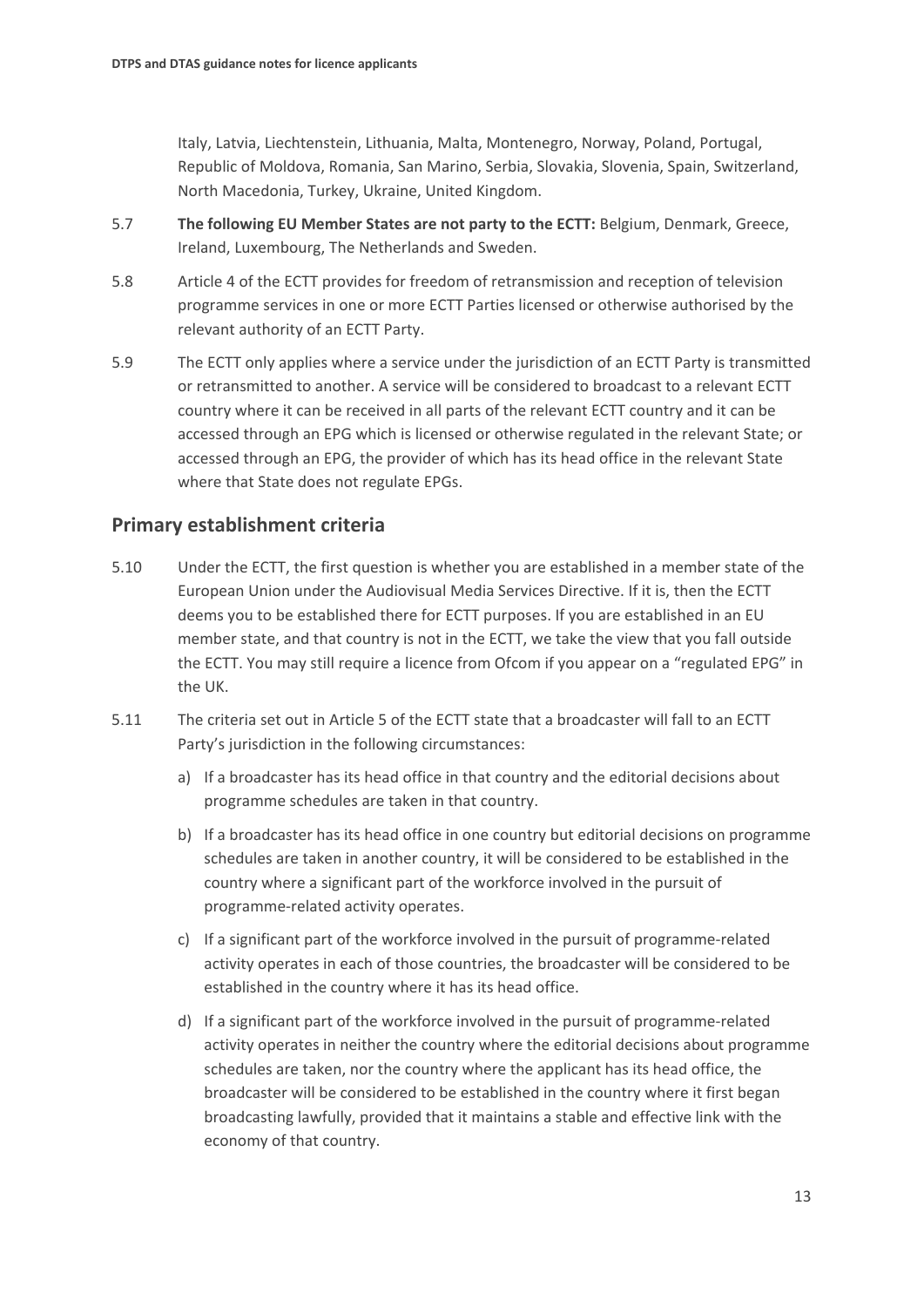Italy, Latvia, Liechtenstein, Lithuania, Malta, Montenegro, Norway, Poland, Portugal, Republic of Moldova, Romania, San Marino, Serbia, Slovakia, Slovenia, Spain, Switzerland, North Macedonia, Turkey, Ukraine, United Kingdom.

5.7 **The following EU Member States are not party to the ECTT:** Belgium, Denmark, Greece, Ireland, Luxembourg, The Netherlands and Sweden.

5.8 Article 4 of the ECTT provides for freedom of retransmission and reception of television programme services in one or more ECTT Parties licensed or otherwise authorised by the relevant authority of an ECTT Party.

5.9 The ECTT only applies where a service under the jurisdiction of an ECTT Party is transmitted or retransmitted to another. A service will be considered to broadcast to a relevant ECTT country where it can be received in all parts of the relevant ECTT country and it can be accessed through an EPG which is licensed or otherwise regulated in the relevant State; or accessed through an EPG, the provider of which has its head office in the relevant State where that State does not regulate EPGs.

## Primary establishment criteria

5.10 Under the ECTT, the first question is whether you are established in a member state of the European Union under the Audiovisual Media Services Directive. If it is, then the ECTT deems you to be established there for ECTT purposes. If you are established in an EU member state, and that country is not in the ECTT, we take the view that you fall outside the ECTT. You may still require a licence from Ofcom if you appear on a "regulated EPG" in the UK.

5.11 The criteria set out in Article 5 of the ECTT state that a broadcaster will fall to an ECTT Party's jurisdiction in the following circumstances:

a) If a broadcaster has its head office in that country and the editorial decisions about programme schedules are taken in that country.

b) If a broadcaster has its head office in one country but editorial decisions on programme schedules are taken in another country, it will be considered to be established in the country where a significant part of the workforce involved in the pursuit of programme-related activity operates.

c) If a significant part of the workforce involved in the pursuit of programme-related activity operates in each of those countries, the broadcaster will be considered to be established in the country where it has its head office.

d) If a significant part of the workforce involved in the pursuit of programme-related activity operates in neither the country where the editorial decisions about programme schedules are taken, nor the country where the applicant has its head office, the broadcaster will be considered to be established in the country where it first began broadcasting lawfully, provided that it maintains a stable and effective link with the economy of that country.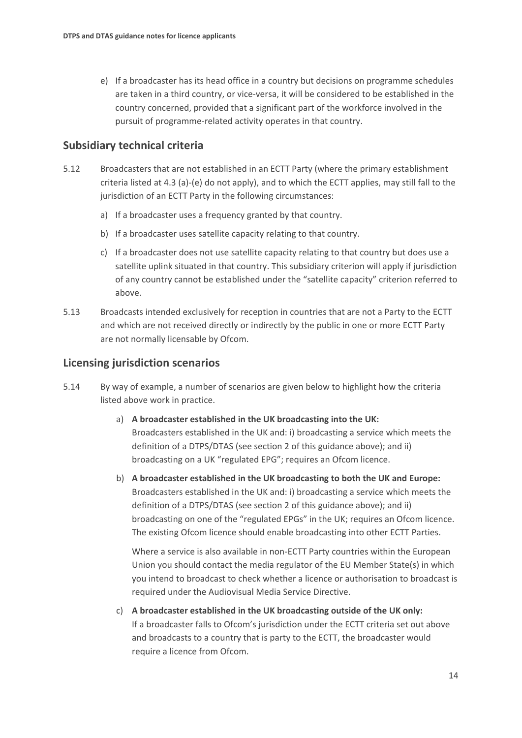e) If a broadcaster has its head office in a country but decisions on programme schedules are taken in a third country, or vice-versa, it will be considered to be established in the country concerned, provided that a significant part of the workforce involved in the pursuit of programme-related activity operates in that country.

## Subsidiary technical criteria

5.12 Broadcasters that are not established in an ECTT Party (where the primary establishment criteria listed at 4.3 (a)-(e) do not apply), and to which the ECTT applies, may still fall to the jurisdiction of an ECTT Party in the following circumstances:

a) If a broadcaster uses a frequency granted by that country.

b) If a broadcaster uses satellite capacity relating to that country.

c) If a broadcaster does not use satellite capacity relating to that country but does use a satellite uplink situated in that country. This subsidiary criterion will apply if jurisdiction of any country cannot be established under the "satellite capacity" criterion referred to above.

5.13 Broadcasts intended exclusively for reception in countries that are not a Party to the ECTT and which are not received directly or indirectly by the public in one or more ECTT Party are not normally licensable by Ofcom.

## Licensing jurisdiction scenarios

5.14 By way of example, a number of scenarios are given below to highlight how the criteria listed above work in practice.

a) **A broadcaster established in the UK broadcasting into the UK:** Broadcasters established in the UK and: i) broadcasting a service which meets the definition of a DTPS/DTAS (see section 2 of this guidance above); and ii) broadcasting on a UK "regulated EPG"; requires an Ofcom licence.

b) **A broadcaster established in the UK broadcasting to both the UK and Europe:** Broadcasters established in the UK and: i) broadcasting a service which meets the definition of a DTPS/DTAS (see section 2 of this guidance above); and ii) broadcasting on one of the "regulated EPGs" in the UK; requires an Ofcom licence. The existing Ofcom licence should enable broadcasting into other ECTT Parties.

Where a service is also available in non-ECTT Party countries within the European Union you should contact the media regulator of the EU Member State(s) in which you intend to broadcast to check whether a licence or authorisation to broadcast is required under the Audiovisual Media Service Directive.

c) **A broadcaster established in the UK broadcasting outside of the UK only:** If a broadcaster falls to Ofcom's jurisdiction under the ECTT criteria set out above and broadcasts to a country that is party to the ECTT, the broadcaster would require a licence from Ofcom.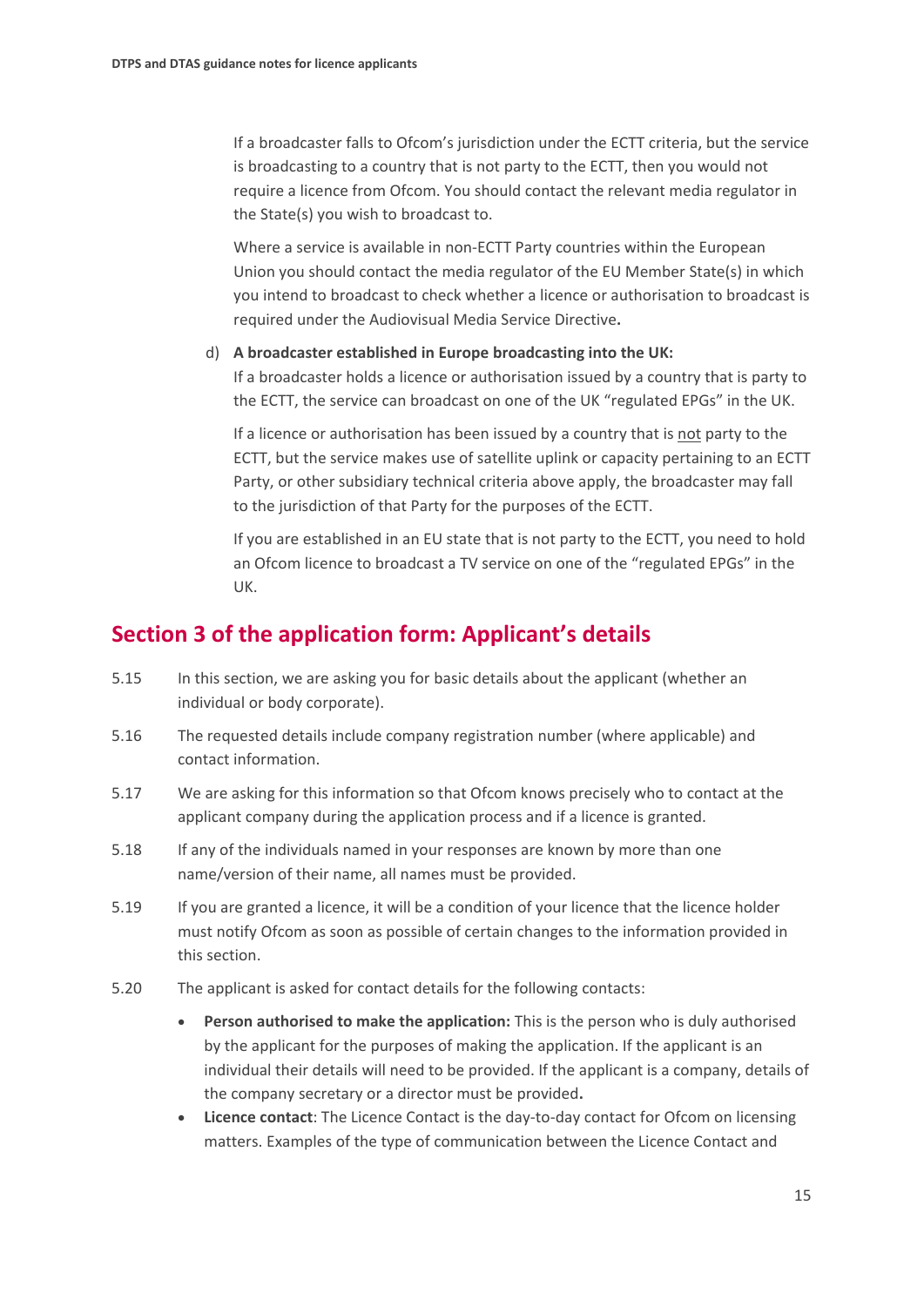If a broadcaster falls to Ofcom's jurisdiction under the ECTT criteria, but the service is broadcasting to a country that is not party to the ECTT, then you would not require a licence from Ofcom. You should contact the relevant media regulator in the State(s) you wish to broadcast to.

Where a service is available in non-ECTT Party countries within the European Union you should contact the media regulator of the EU Member State(s) in which you intend to broadcast to check whether a licence or authorisation to broadcast is required under the Audiovisual Media Service Directive**.**

d) **A broadcaster established in Europe broadcasting into the UK:**
If a broadcaster holds a licence or authorisation issued by a country that is party to the ECTT, the service can broadcast on one of the UK "regulated EPGs" in the UK.

If a licence or authorisation has been issued by a country that is not party to the ECTT, but the service makes use of satellite uplink or capacity pertaining to an ECTT Party, or other subsidiary technical criteria above apply, the broadcaster may fall to the jurisdiction of that Party for the purposes of the ECTT.

If you are established in an EU state that is not party to the ECTT, you need to hold an Ofcom licence to broadcast a TV service on one of the "regulated EPGs" in the UK.

## Section 3 of the application form: Applicant's details

5.15 In this section, we are asking you for basic details about the applicant (whether an individual or body corporate).

5.16 The requested details include company registration number (where applicable) and contact information.

5.17 We are asking for this information so that Ofcom knows precisely who to contact at the applicant company during the application process and if a licence is granted.

5.18 If any of the individuals named in your responses are known by more than one name/version of their name, all names must be provided.

5.19 If you are granted a licence, it will be a condition of your licence that the licence holder must notify Ofcom as soon as possible of certain changes to the information provided in this section.

5.20 The applicant is asked for contact details for the following contacts:

- **Person authorised to make the application:** This is the person who is duly authorised by the applicant for the purposes of making the application. If the applicant is an individual their details will need to be provided. If the applicant is a company, details of the company secretary or a director must be provided**.**
- **Licence contact**: The Licence Contact is the day-to-day contact for Ofcom on licensing matters. Examples of the type of communication between the Licence Contact and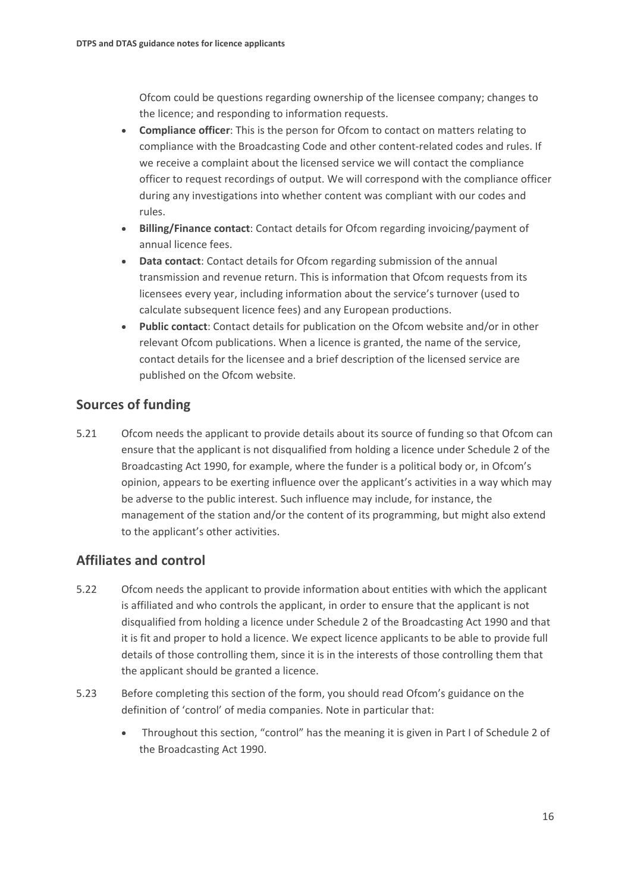Ofcom could be questions regarding ownership of the licensee company; changes to the licence; and responding to information requests.

- **Compliance officer**: This is the person for Ofcom to contact on matters relating to compliance with the Broadcasting Code and other content-related codes and rules. If we receive a complaint about the licensed service we will contact the compliance officer to request recordings of output. We will correspond with the compliance officer during any investigations into whether content was compliant with our codes and rules.
- **Billing/Finance contact**: Contact details for Ofcom regarding invoicing/payment of annual licence fees.
- **Data contact**: Contact details for Ofcom regarding submission of the annual transmission and revenue return. This is information that Ofcom requests from its licensees every year, including information about the service's turnover (used to calculate subsequent licence fees) and any European productions.
- **Public contact**: Contact details for publication on the Ofcom website and/or in other relevant Ofcom publications. When a licence is granted, the name of the service, contact details for the licensee and a brief description of the licensed service are published on the Ofcom website.

## Sources of funding

5.21 Ofcom needs the applicant to provide details about its source of funding so that Ofcom can ensure that the applicant is not disqualified from holding a licence under Schedule 2 of the Broadcasting Act 1990, for example, where the funder is a political body or, in Ofcom's opinion, appears to be exerting influence over the applicant's activities in a way which may be adverse to the public interest. Such influence may include, for instance, the management of the station and/or the content of its programming, but might also extend to the applicant's other activities.

## Affiliates and control

5.22 Ofcom needs the applicant to provide information about entities with which the applicant is affiliated and who controls the applicant, in order to ensure that the applicant is not disqualified from holding a licence under Schedule 2 of the Broadcasting Act 1990 and that it is fit and proper to hold a licence. We expect licence applicants to be able to provide full details of those controlling them, since it is in the interests of those controlling them that the applicant should be granted a licence.

5.23 Before completing this section of the form, you should read Ofcom's guidance on the definition of 'control' of media companies. Note in particular that:

- Throughout this section, "control" has the meaning it is given in Part I of Schedule 2 of the Broadcasting Act 1990.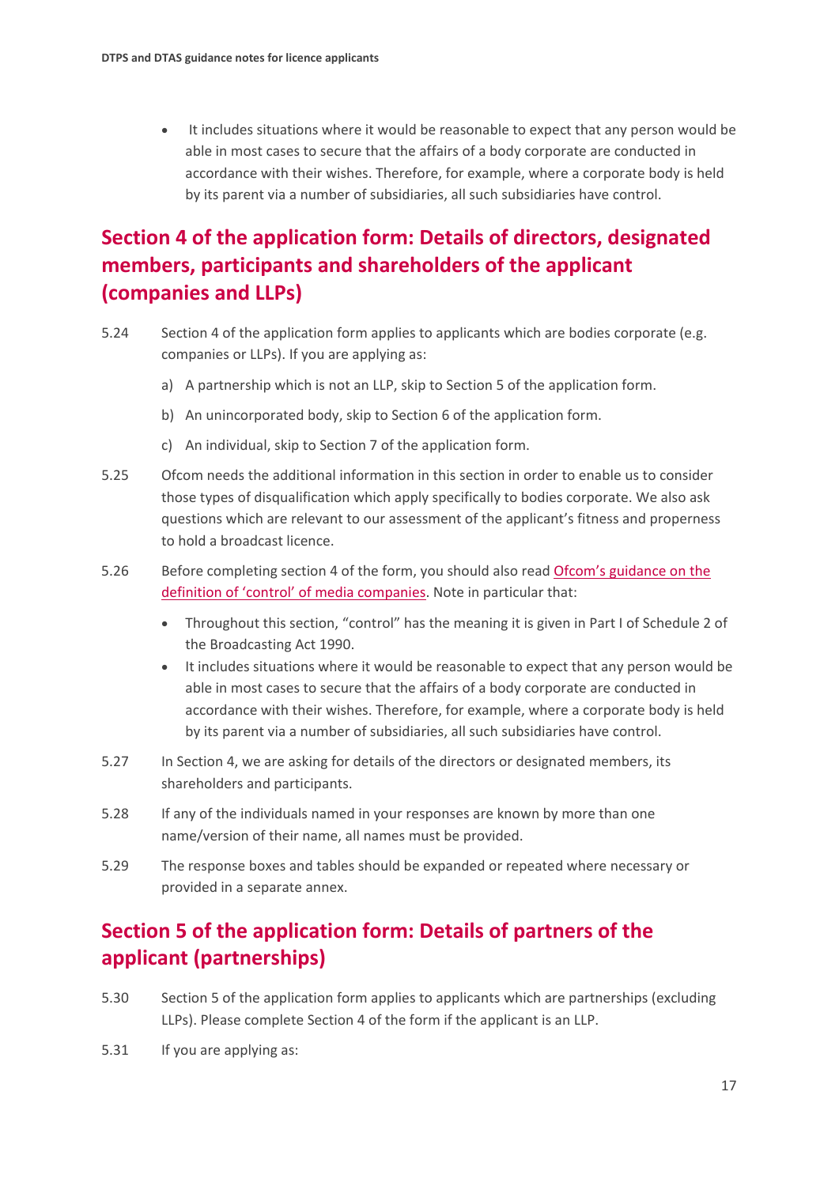- It includes situations where it would be reasonable to expect that any person would be able in most cases to secure that the affairs of a body corporate are conducted in accordance with their wishes. Therefore, for example, where a corporate body is held by its parent via a number of subsidiaries, all such subsidiaries have control.

## Section 4 of the application form: Details of directors, designated members, participants and shareholders of the applicant (companies and LLPs)

5.24 Section 4 of the application form applies to applicants which are bodies corporate (e.g. companies or LLPs). If you are applying as:

a) A partnership which is not an LLP, skip to Section 5 of the application form.

b) An unincorporated body, skip to Section 6 of the application form.

c) An individual, skip to Section 7 of the application form.

5.25 Ofcom needs the additional information in this section in order to enable us to consider those types of disqualification which apply specifically to bodies corporate. We also ask questions which are relevant to our assessment of the applicant's fitness and properness to hold a broadcast licence.

5.26 Before completing section 4 of the form, you should also read Ofcom's guidance on the definition of 'control' of media companies. Note in particular that:

- Throughout this section, "control" has the meaning it is given in Part I of Schedule 2 of the Broadcasting Act 1990.
- It includes situations where it would be reasonable to expect that any person would be able in most cases to secure that the affairs of a body corporate are conducted in accordance with their wishes. Therefore, for example, where a corporate body is held by its parent via a number of subsidiaries, all such subsidiaries have control.

5.27 In Section 4, we are asking for details of the directors or designated members, its shareholders and participants.

5.28 If any of the individuals named in your responses are known by more than one name/version of their name, all names must be provided.

5.29 The response boxes and tables should be expanded or repeated where necessary or provided in a separate annex.

## Section 5 of the application form: Details of partners of the applicant (partnerships)

5.30 Section 5 of the application form applies to applicants which are partnerships (excluding LLPs). Please complete Section 4 of the form if the applicant is an LLP.

5.31 If you are applying as: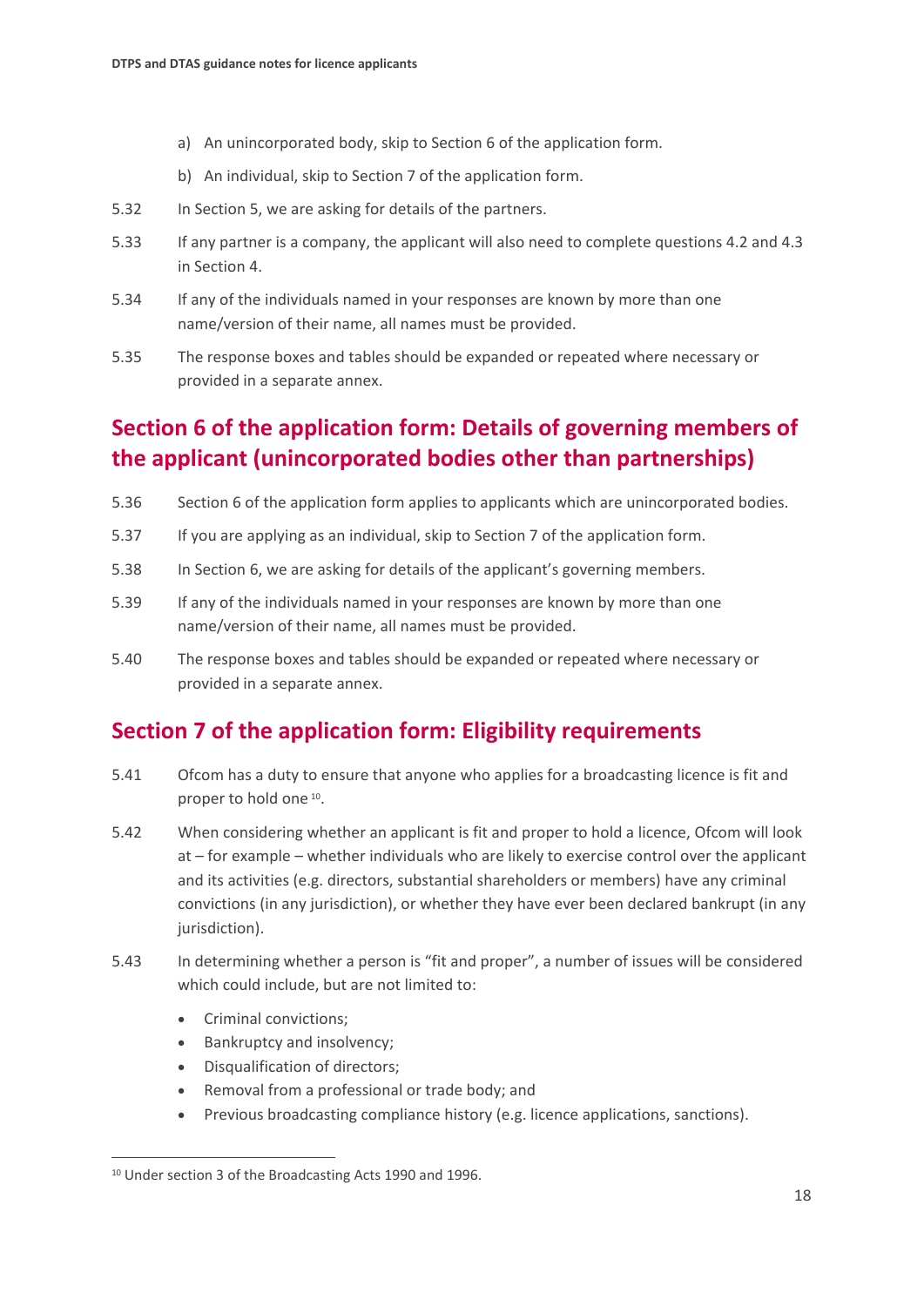a) An unincorporated body, skip to Section 6 of the application form.

b) An individual, skip to Section 7 of the application form.

5.32 In Section 5, we are asking for details of the partners.

5.33 If any partner is a company, the applicant will also need to complete questions 4.2 and 4.3 in Section 4.

5.34 If any of the individuals named in your responses are known by more than one name/version of their name, all names must be provided.

5.35 The response boxes and tables should be expanded or repeated where necessary or provided in a separate annex.

## Section 6 of the application form: Details of governing members of the applicant (unincorporated bodies other than partnerships)

5.36 Section 6 of the application form applies to applicants which are unincorporated bodies.

5.37 If you are applying as an individual, skip to Section 7 of the application form.

5.38 In Section 6, we are asking for details of the applicant's governing members.

5.39 If any of the individuals named in your responses are known by more than one name/version of their name, all names must be provided.

5.40 The response boxes and tables should be expanded or repeated where necessary or provided in a separate annex.

## Section 7 of the application form: Eligibility requirements

5.41 Ofcom has a duty to ensure that anyone who applies for a broadcasting licence is fit and proper to hold one [10].

5.42 When considering whether an applicant is fit and proper to hold a licence, Ofcom will look at – for example – whether individuals who are likely to exercise control over the applicant and its activities (e.g. directors, substantial shareholders or members) have any criminal convictions (in any jurisdiction), or whether they have ever been declared bankrupt (in any jurisdiction).

5.43 In determining whether a person is "fit and proper", a number of issues will be considered which could include, but are not limited to:

- Criminal convictions;
- Bankruptcy and insolvency;
- Disqualification of directors;
- Removal from a professional or trade body; and
- Previous broadcasting compliance history (e.g. licence applications, sanctions).

[10] Under section 3 of the Broadcasting Acts 1990 and 1996.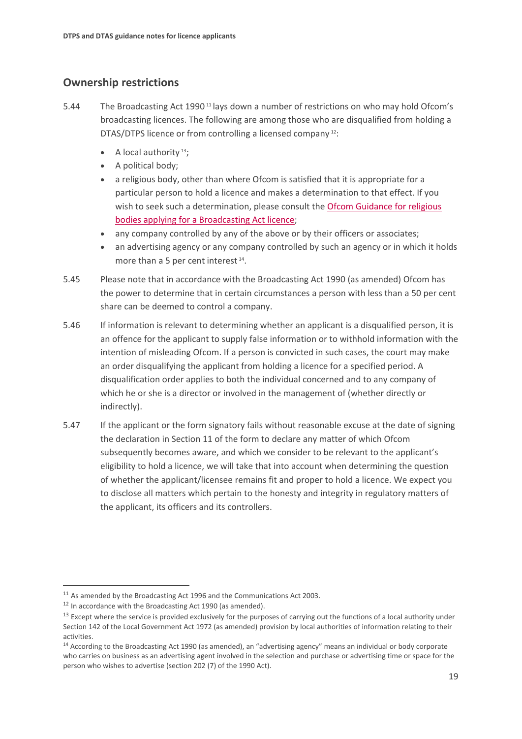## Ownership restrictions

5.44 The Broadcasting Act 1990 [11] lays down a number of restrictions on who may hold Ofcom's broadcasting licences. The following are among those who are disqualified from holding a DTAS/DTPS licence or from controlling a licensed company [12]:

- A local authority [13];
- A political body;
- a religious body, other than where Ofcom is satisfied that it is appropriate for a particular person to hold a licence and makes a determination to that effect. If you wish to seek such a determination, please consult the Ofcom Guidance for religious bodies applying for a Broadcasting Act licence;
- any company controlled by any of the above or by their officers or associates;
- an advertising agency or any company controlled by such an agency or in which it holds more than a 5 per cent interest [14].

5.45 Please note that in accordance with the Broadcasting Act 1990 (as amended) Ofcom has the power to determine that in certain circumstances a person with less than a 50 per cent share can be deemed to control a company.

5.46 If information is relevant to determining whether an applicant is a disqualified person, it is an offence for the applicant to supply false information or to withhold information with the intention of misleading Ofcom. If a person is convicted in such cases, the court may make an order disqualifying the applicant from holding a licence for a specified period. A disqualification order applies to both the individual concerned and to any company of which he or she is a director or involved in the management of (whether directly or indirectly).

5.47 If the applicant or the form signatory fails without reasonable excuse at the date of signing the declaration in Section 11 of the form to declare any matter of which Ofcom subsequently becomes aware, and which we consider to be relevant to the applicant's eligibility to hold a licence, we will take that into account when determining the question of whether the applicant/licensee remains fit and proper to hold a licence. We expect you to disclose all matters which pertain to the honesty and integrity in regulatory matters of the applicant, its officers and its controllers.

---

[11] As amended by the Broadcasting Act 1996 and the Communications Act 2003.

[12] In accordance with the Broadcasting Act 1990 (as amended).

[13] Except where the service is provided exclusively for the purposes of carrying out the functions of a local authority under Section 142 of the Local Government Act 1972 (as amended) provision by local authorities of information relating to their activities.

[14] According to the Broadcasting Act 1990 (as amended), an "advertising agency" means an individual or body corporate who carries on business as an advertising agent involved in the selection and purchase or advertising time or space for the person who wishes to advertise (section 202 (7) of the 1990 Act).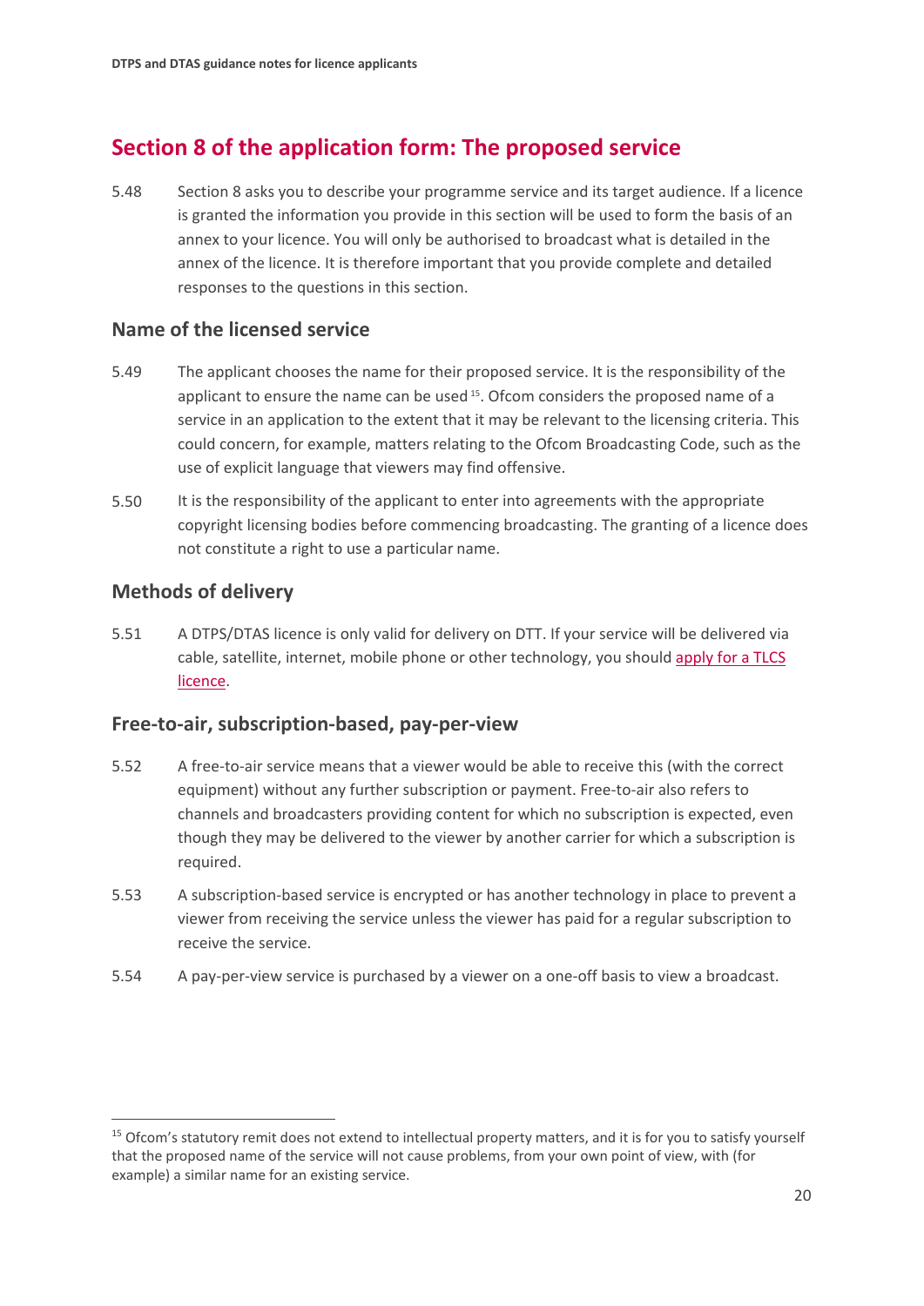## Section 8 of the application form: The proposed service

5.48 Section 8 asks you to describe your programme service and its target audience. If a licence is granted the information you provide in this section will be used to form the basis of an annex to your licence. You will only be authorised to broadcast what is detailed in the annex of the licence. It is therefore important that you provide complete and detailed responses to the questions in this section.

### Name of the licensed service

5.49 The applicant chooses the name for their proposed service. It is the responsibility of the applicant to ensure the name can be used [15]. Ofcom considers the proposed name of a service in an application to the extent that it may be relevant to the licensing criteria. This could concern, for example, matters relating to the Ofcom Broadcasting Code, such as the use of explicit language that viewers may find offensive.

5.50 It is the responsibility of the applicant to enter into agreements with the appropriate copyright licensing bodies before commencing broadcasting. The granting of a licence does not constitute a right to use a particular name.

### Methods of delivery

5.51 A DTPS/DTAS licence is only valid for delivery on DTT. If your service will be delivered via cable, satellite, internet, mobile phone or other technology, you should apply for a TLCS licence.

### Free-to-air, subscription-based, pay-per-view

5.52 A free-to-air service means that a viewer would be able to receive this (with the correct equipment) without any further subscription or payment. Free-to-air also refers to channels and broadcasters providing content for which no subscription is expected, even though they may be delivered to the viewer by another carrier for which a subscription is required.

5.53 A subscription-based service is encrypted or has another technology in place to prevent a viewer from receiving the service unless the viewer has paid for a regular subscription to receive the service.

5.54 A pay-per-view service is purchased by a viewer on a one-off basis to view a broadcast.

---

[15] Ofcom's statutory remit does not extend to intellectual property matters, and it is for you to satisfy yourself that the proposed name of the service will not cause problems, from your own point of view, with (for example) a similar name for an existing service.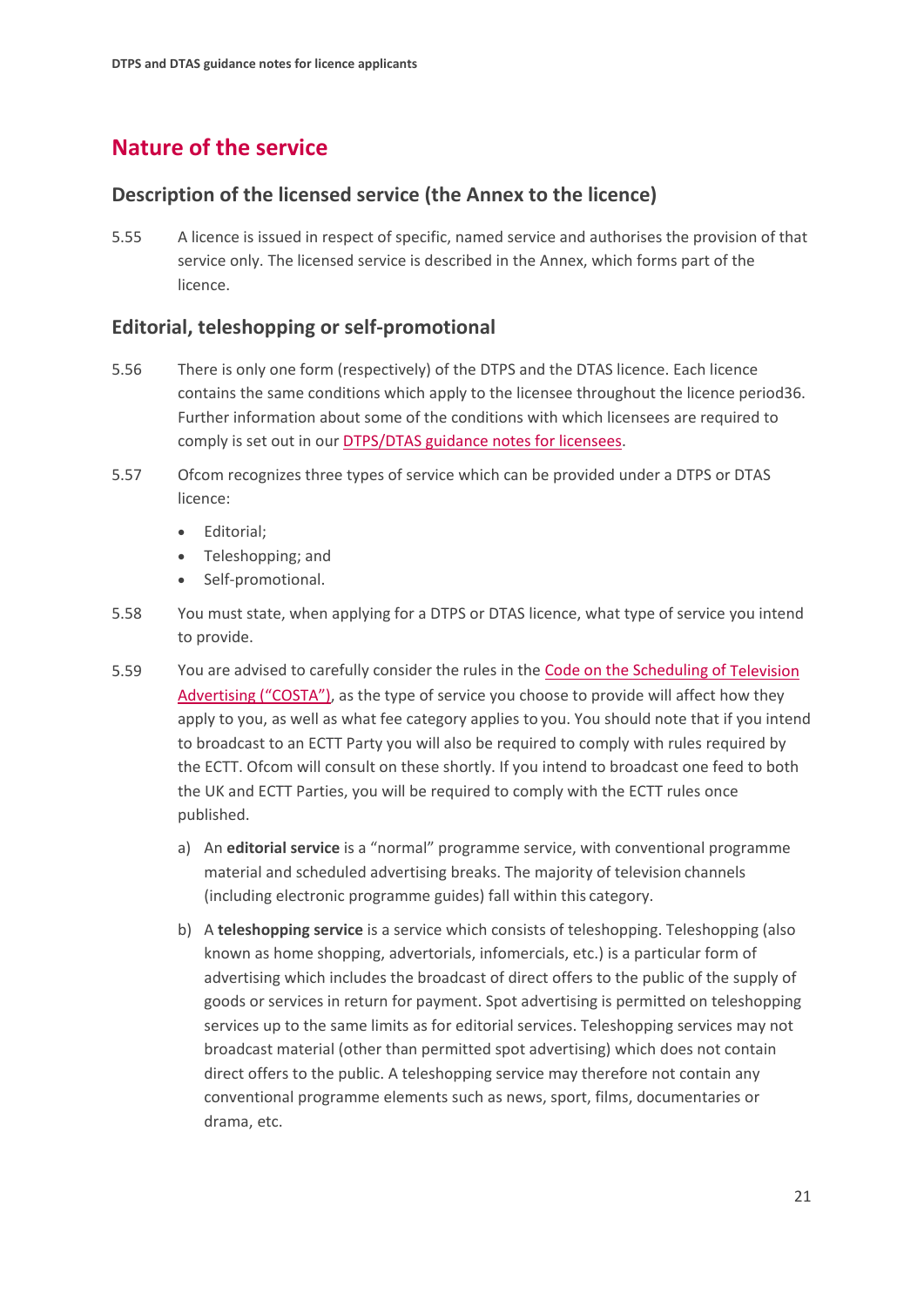## Nature of the service

### Description of the licensed service (the Annex to the licence)

5.55 A licence is issued in respect of specific, named service and authorises the provision of that service only. The licensed service is described in the Annex, which forms part of the licence.

### Editorial, teleshopping or self-promotional

5.56 There is only one form (respectively) of the DTPS and the DTAS licence. Each licence contains the same conditions which apply to the licensee throughout the licence period[36]. Further information about some of the conditions with which licensees are required to comply is set out in our DTPS/DTAS guidance notes for licensees.

5.57 Ofcom recognizes three types of service which can be provided under a DTPS or DTAS licence:

- Editorial;
- Teleshopping; and
- Self-promotional.

5.58 You must state, when applying for a DTPS or DTAS licence, what type of service you intend to provide.

5.59 You are advised to carefully consider the rules in the Code on the Scheduling of Television Advertising ("COSTA"), as the type of service you choose to provide will affect how they apply to you, as well as what fee category applies to you. You should note that if you intend to broadcast to an ECTT Party you will also be required to comply with rules required by the ECTT. Ofcom will consult on these shortly. If you intend to broadcast one feed to both the UK and ECTT Parties, you will be required to comply with the ECTT rules once published.

a) An **editorial service** is a "normal" programme service, with conventional programme material and scheduled advertising breaks. The majority of television channels (including electronic programme guides) fall within this category.

b) A **teleshopping service** is a service which consists of teleshopping. Teleshopping (also known as home shopping, advertorials, infomercials, etc.) is a particular form of advertising which includes the broadcast of direct offers to the public of the supply of goods or services in return for payment. Spot advertising is permitted on teleshopping services up to the same limits as for editorial services. Teleshopping services may not broadcast material (other than permitted spot advertising) which does not contain direct offers to the public. A teleshopping service may therefore not contain any conventional programme elements such as news, sport, films, documentaries or drama, etc.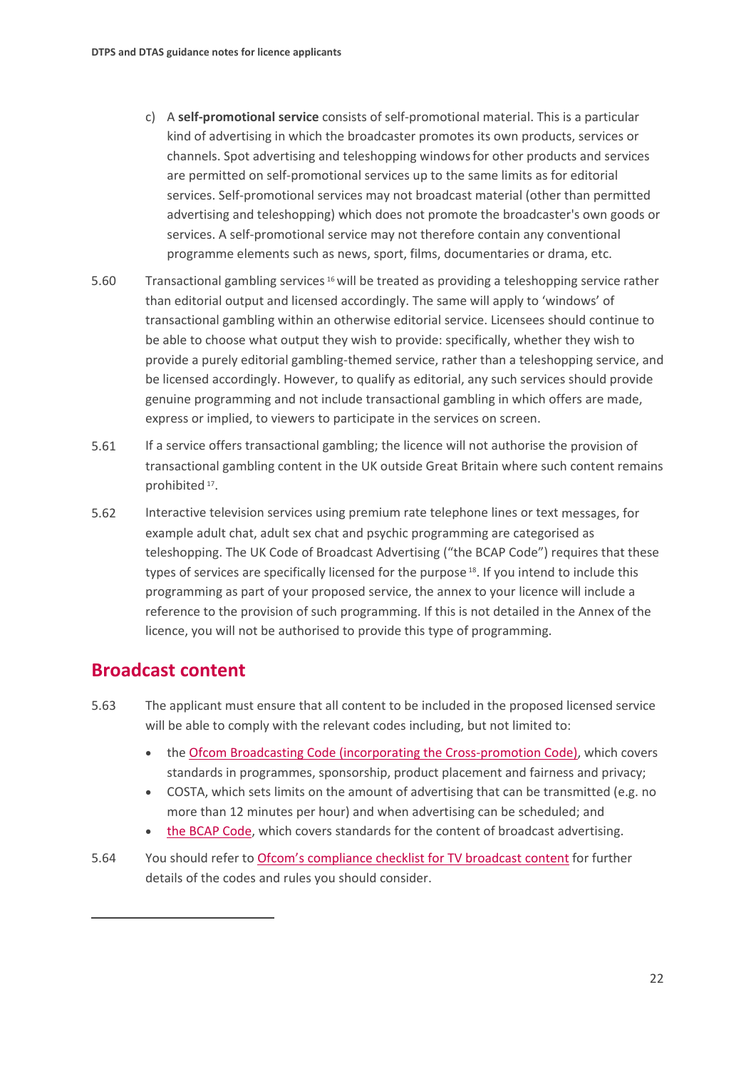c) A **self-promotional service** consists of self-promotional material. This is a particular kind of advertising in which the broadcaster promotes its own products, services or channels. Spot advertising and teleshopping windows for other products and services are permitted on self-promotional services up to the same limits as for editorial services. Self-promotional services may not broadcast material (other than permitted advertising and teleshopping) which does not promote the broadcaster's own goods or services. A self-promotional service may not therefore contain any conventional programme elements such as news, sport, films, documentaries or drama, etc.

5.60 Transactional gambling services [16] will be treated as providing a teleshopping service rather than editorial output and licensed accordingly. The same will apply to 'windows' of transactional gambling within an otherwise editorial service. Licensees should continue to be able to choose what output they wish to provide: specifically, whether they wish to provide a purely editorial gambling-themed service, rather than a teleshopping service, and be licensed accordingly. However, to qualify as editorial, any such services should provide genuine programming and not include transactional gambling in which offers are made, express or implied, to viewers to participate in the services on screen.

5.61 If a service offers transactional gambling; the licence will not authorise the provision of transactional gambling content in the UK outside Great Britain where such content remains prohibited [17].

5.62 Interactive television services using premium rate telephone lines or text messages, for example adult chat, adult sex chat and psychic programming are categorised as teleshopping. The UK Code of Broadcast Advertising ("the BCAP Code") requires that these types of services are specifically licensed for the purpose [18]. If you intend to include this programming as part of your proposed service, the annex to your licence will include a reference to the provision of such programming. If this is not detailed in the Annex of the licence, you will not be authorised to provide this type of programming.

## Broadcast content

5.63 The applicant must ensure that all content to be included in the proposed licensed service will be able to comply with the relevant codes including, but not limited to:

- the Ofcom Broadcasting Code (incorporating the Cross-promotion Code), which covers standards in programmes, sponsorship, product placement and fairness and privacy;
- COSTA, which sets limits on the amount of advertising that can be transmitted (e.g. no more than 12 minutes per hour) and when advertising can be scheduled; and
- the BCAP Code, which covers standards for the content of broadcast advertising.

5.64 You should refer to Ofcom's compliance checklist for TV broadcast content for further details of the codes and rules you should consider.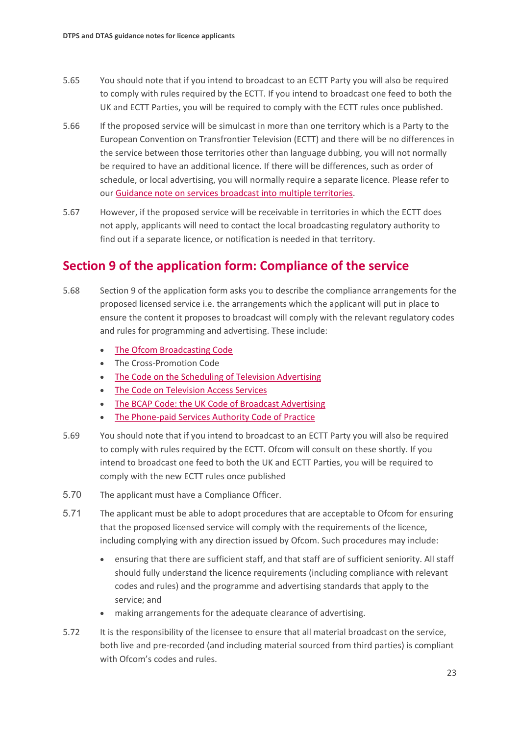5.65 You should note that if you intend to broadcast to an ECTT Party you will also be required to comply with rules required by the ECTT. If you intend to broadcast one feed to both the UK and ECTT Parties, you will be required to comply with the ECTT rules once published.

5.66 If the proposed service will be simulcast in more than one territory which is a Party to the European Convention on Transfrontier Television (ECTT) and there will be no differences in the service between those territories other than language dubbing, you will not normally be required to have an additional licence. If there will be differences, such as order of schedule, or local advertising, you will normally require a separate licence. Please refer to our Guidance note on services broadcast into multiple territories.

5.67 However, if the proposed service will be receivable in territories in which the ECTT does not apply, applicants will need to contact the local broadcasting regulatory authority to find out if a separate licence, or notification is needed in that territory.

## Section 9 of the application form: Compliance of the service

5.68 Section 9 of the application form asks you to describe the compliance arrangements for the proposed licensed service i.e. the arrangements which the applicant will put in place to ensure the content it proposes to broadcast will comply with the relevant regulatory codes and rules for programming and advertising. These include:

- The Ofcom Broadcasting Code
- The Cross-Promotion Code
- The Code on the Scheduling of Television Advertising
- The Code on Television Access Services
- The BCAP Code: the UK Code of Broadcast Advertising
- The Phone-paid Services Authority Code of Practice

5.69 You should note that if you intend to broadcast to an ECTT Party you will also be required to comply with rules required by the ECTT. Ofcom will consult on these shortly. If you intend to broadcast one feed to both the UK and ECTT Parties, you will be required to comply with the new ECTT rules once published

5.70 The applicant must have a Compliance Officer.

5.71 The applicant must be able to adopt procedures that are acceptable to Ofcom for ensuring that the proposed licensed service will comply with the requirements of the licence, including complying with any direction issued by Ofcom. Such procedures may include:

- ensuring that there are sufficient staff, and that staff are of sufficient seniority. All staff should fully understand the licence requirements (including compliance with relevant codes and rules) and the programme and advertising standards that apply to the service; and
- making arrangements for the adequate clearance of advertising.

5.72 It is the responsibility of the licensee to ensure that all material broadcast on the service, both live and pre-recorded (and including material sourced from third parties) is compliant with Ofcom's codes and rules.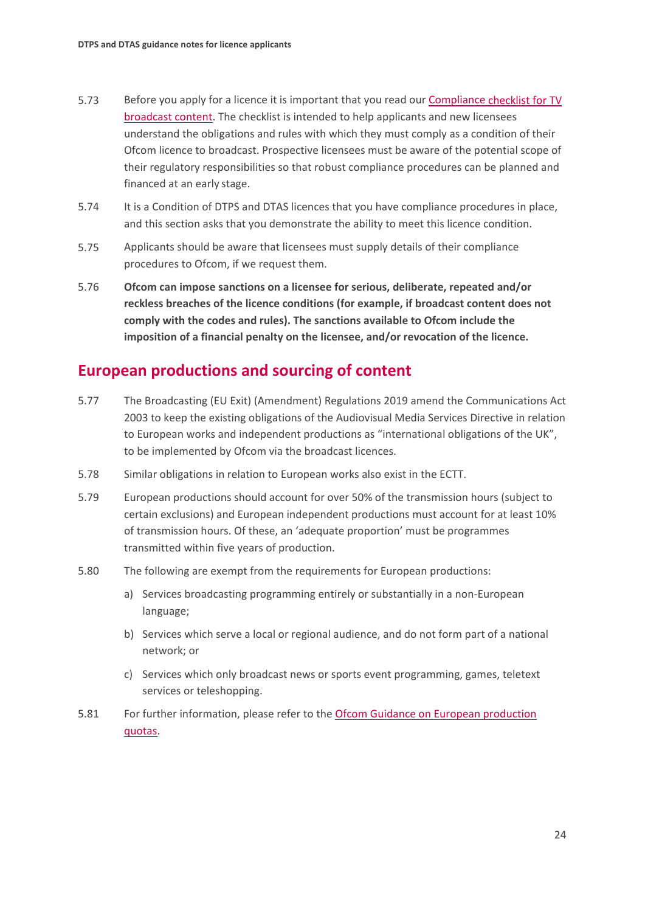5.73 Before you apply for a licence it is important that you read our [Compliance checklist for TV broadcast content]. The checklist is intended to help applicants and new licensees understand the obligations and rules with which they must comply as a condition of their Ofcom licence to broadcast. Prospective licensees must be aware of the potential scope of their regulatory responsibilities so that robust compliance procedures can be planned and financed at an early stage.

5.74 It is a Condition of DTPS and DTAS licences that you have compliance procedures in place, and this section asks that you demonstrate the ability to meet this licence condition.

5.75 Applicants should be aware that licensees must supply details of their compliance procedures to Ofcom, if we request them.

5.76 **Ofcom can impose sanctions on a licensee for serious, deliberate, repeated and/or reckless breaches of the licence conditions (for example, if broadcast content does not comply with the codes and rules). The sanctions available to Ofcom include the imposition of a financial penalty on the licensee, and/or revocation of the licence.**

## European productions and sourcing of content

5.77 The Broadcasting (EU Exit) (Amendment) Regulations 2019 amend the Communications Act 2003 to keep the existing obligations of the Audiovisual Media Services Directive in relation to European works and independent productions as "international obligations of the UK", to be implemented by Ofcom via the broadcast licences.

5.78 Similar obligations in relation to European works also exist in the ECTT.

5.79 European productions should account for over 50% of the transmission hours (subject to certain exclusions) and European independent productions must account for at least 10% of transmission hours. Of these, an 'adequate proportion' must be programmes transmitted within five years of production.

5.80 The following are exempt from the requirements for European productions:

a) Services broadcasting programming entirely or substantially in a non-European language;

b) Services which serve a local or regional audience, and do not form part of a national network; or

c) Services which only broadcast news or sports event programming, games, teletext services or teleshopping.

5.81 For further information, please refer to the [Ofcom Guidance on European production quotas].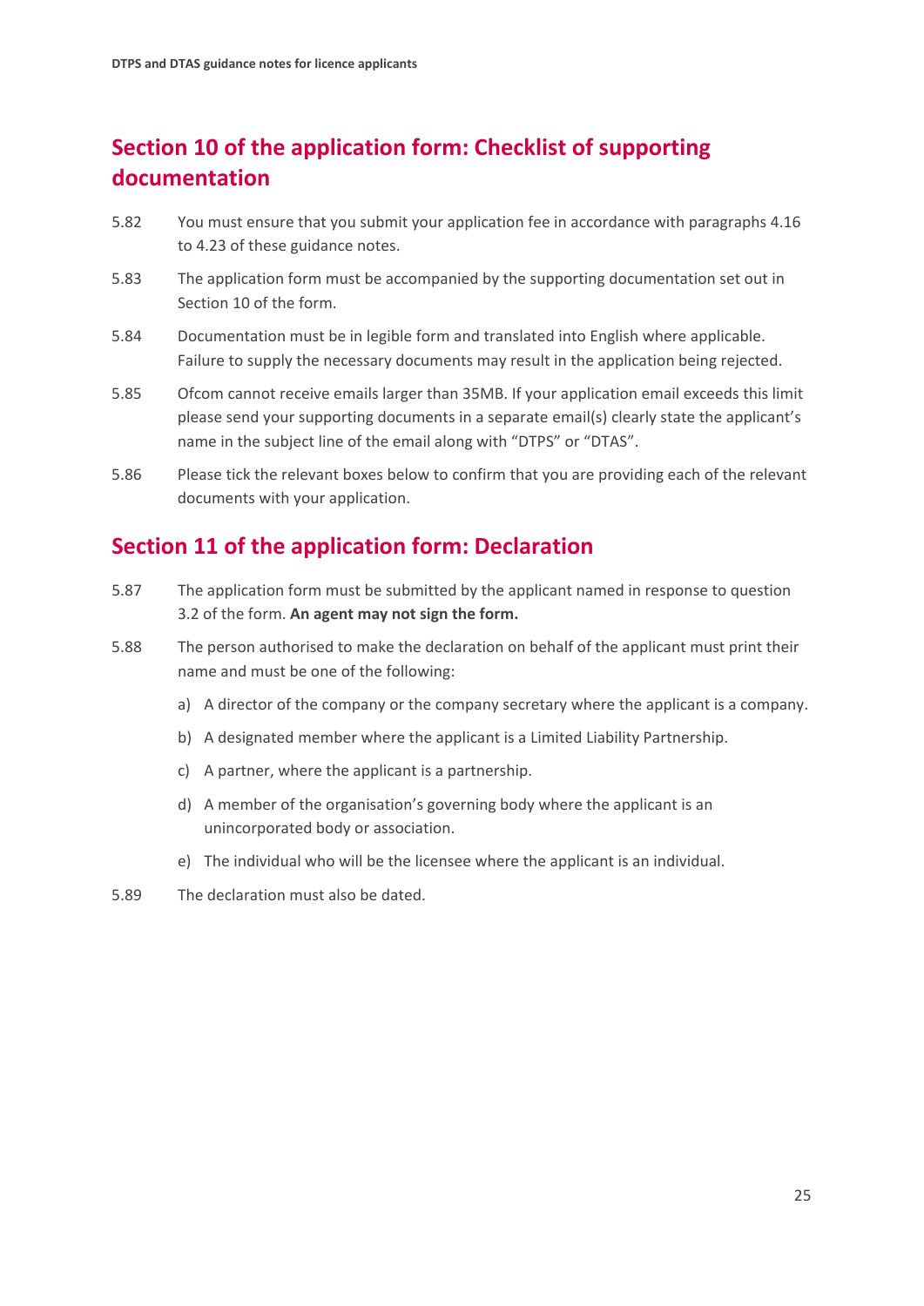## Section 10 of the application form: Checklist of supporting documentation

5.82 You must ensure that you submit your application fee in accordance with paragraphs 4.16 to 4.23 of these guidance notes.

5.83 The application form must be accompanied by the supporting documentation set out in Section 10 of the form.

5.84 Documentation must be in legible form and translated into English where applicable. Failure to supply the necessary documents may result in the application being rejected.

5.85 Ofcom cannot receive emails larger than 35MB. If your application email exceeds this limit please send your supporting documents in a separate email(s) clearly state the applicant's name in the subject line of the email along with "DTPS" or "DTAS".

5.86 Please tick the relevant boxes below to confirm that you are providing each of the relevant documents with your application.

## Section 11 of the application form: Declaration

5.87 The application form must be submitted by the applicant named in response to question 3.2 of the form. **An agent may not sign the form.**

5.88 The person authorised to make the declaration on behalf of the applicant must print their name and must be one of the following:

a) A director of the company or the company secretary where the applicant is a company.

b) A designated member where the applicant is a Limited Liability Partnership.

c) A partner, where the applicant is a partnership.

d) A member of the organisation's governing body where the applicant is an unincorporated body or association.

e) The individual who will be the licensee where the applicant is an individual.

5.89 The declaration must also be dated.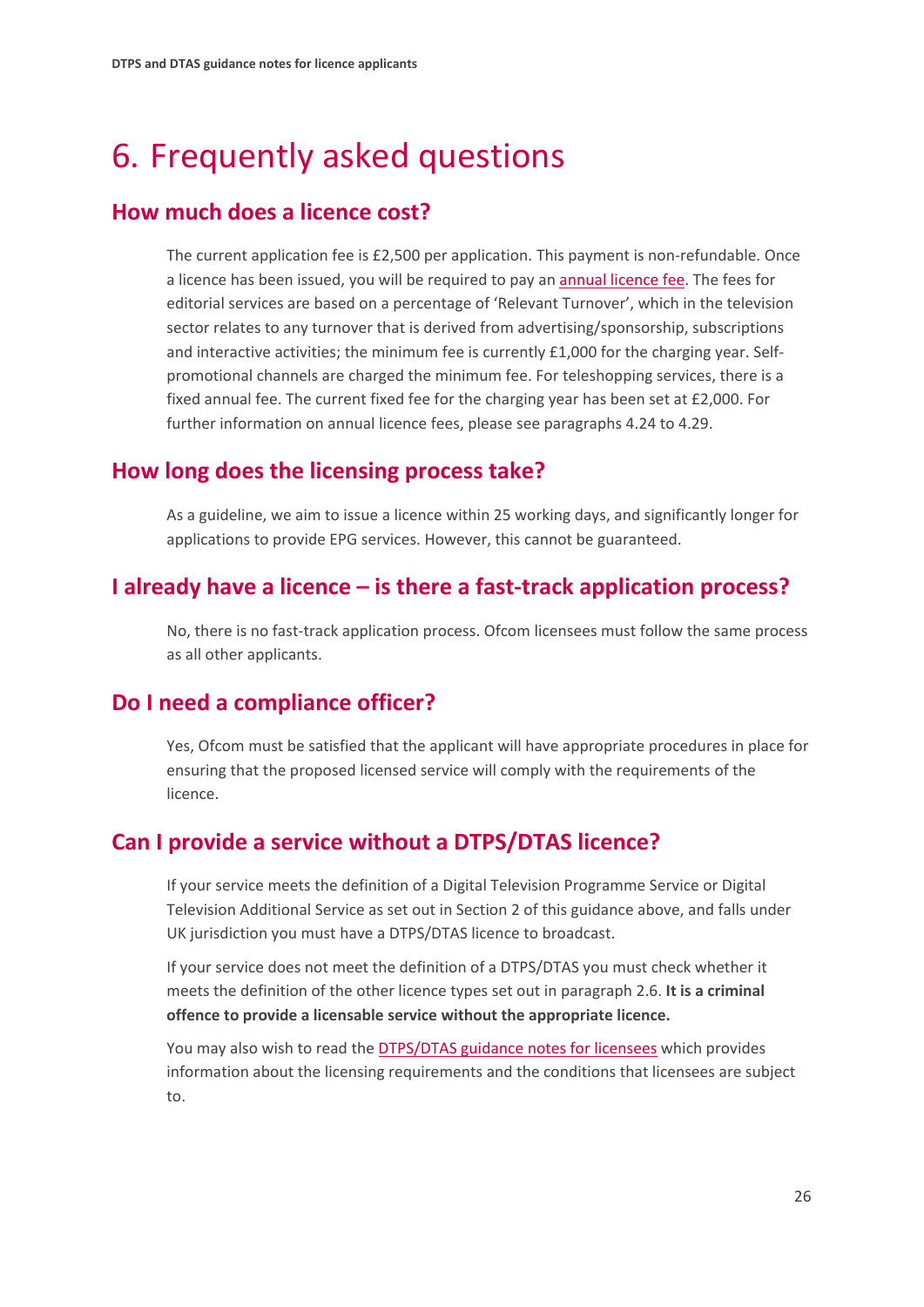# 6. Frequently asked questions

## How much does a licence cost?

The current application fee is £2,500 per application. This payment is non-refundable. Once a licence has been issued, you will be required to pay an annual licence fee. The fees for editorial services are based on a percentage of 'Relevant Turnover', which in the television sector relates to any turnover that is derived from advertising/sponsorship, subscriptions and interactive activities; the minimum fee is currently £1,000 for the charging year. Self-promotional channels are charged the minimum fee. For teleshopping services, there is a fixed annual fee. The current fixed fee for the charging year has been set at £2,000. For further information on annual licence fees, please see paragraphs 4.24 to 4.29.

## How long does the licensing process take?

As a guideline, we aim to issue a licence within 25 working days, and significantly longer for applications to provide EPG services. However, this cannot be guaranteed.

## I already have a licence – is there a fast-track application process?

No, there is no fast-track application process. Ofcom licensees must follow the same process as all other applicants.

## Do I need a compliance officer?

Yes, Ofcom must be satisfied that the applicant will have appropriate procedures in place for ensuring that the proposed licensed service will comply with the requirements of the licence.

## Can I provide a service without a DTPS/DTAS licence?

If your service meets the definition of a Digital Television Programme Service or Digital Television Additional Service as set out in Section 2 of this guidance above, and falls under UK jurisdiction you must have a DTPS/DTAS licence to broadcast.

If your service does not meet the definition of a DTPS/DTAS you must check whether it meets the definition of the other licence types set out in paragraph 2.6. **It is a criminal offence to provide a licensable service without the appropriate licence.**

You may also wish to read the DTPS/DTAS guidance notes for licensees which provides information about the licensing requirements and the conditions that licensees are subject to.